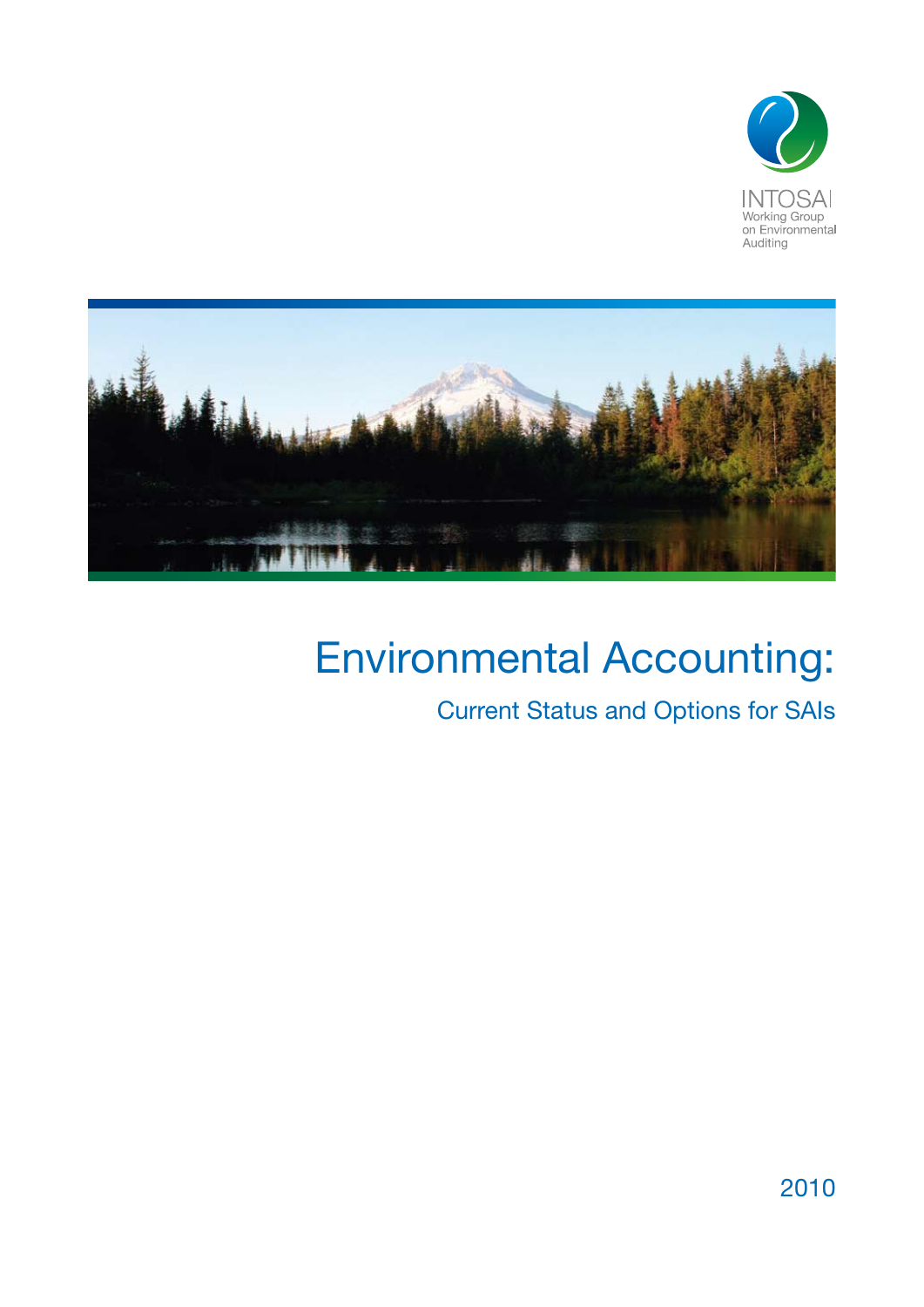INTOSAI
Working Group
on Environmental
Auditing

# Environmental Accounting:

## Current Status and Options for SAIs

2010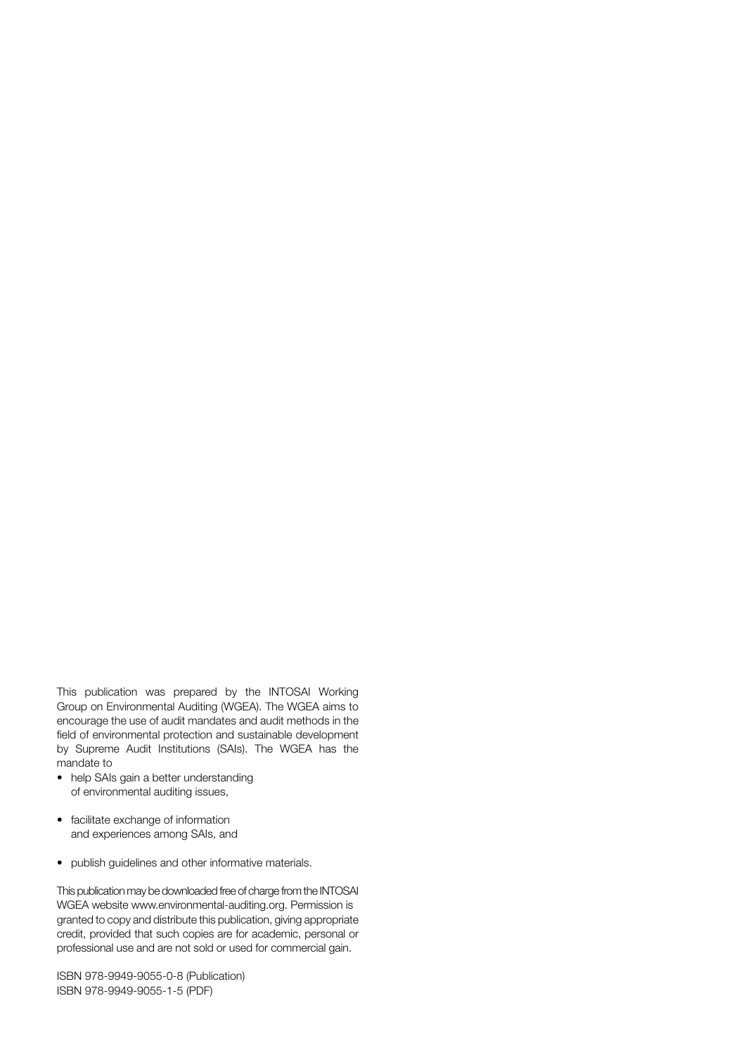This publication was prepared by the INTOSAI Working Group on Environmental Auditing (WGEA). The WGEA aims to encourage the use of audit mandates and audit methods in the field of environmental protection and sustainable development by Supreme Audit Institutions (SAIs). The WGEA has the mandate to

- help SAIs gain a better understanding of environmental auditing issues,
- facilitate exchange of information and experiences among SAIs, and
- publish guidelines and other informative materials.

This publication may be downloaded free of charge from the INTOSAI WGEA website www.environmental-auditing.org. Permission is granted to copy and distribute this publication, giving appropriate credit, provided that such copies are for academic, personal or professional use and are not sold or used for commercial gain.

ISBN 978-9949-9055-0-8 (Publication)
ISBN 978-9949-9055-1-5 (PDF)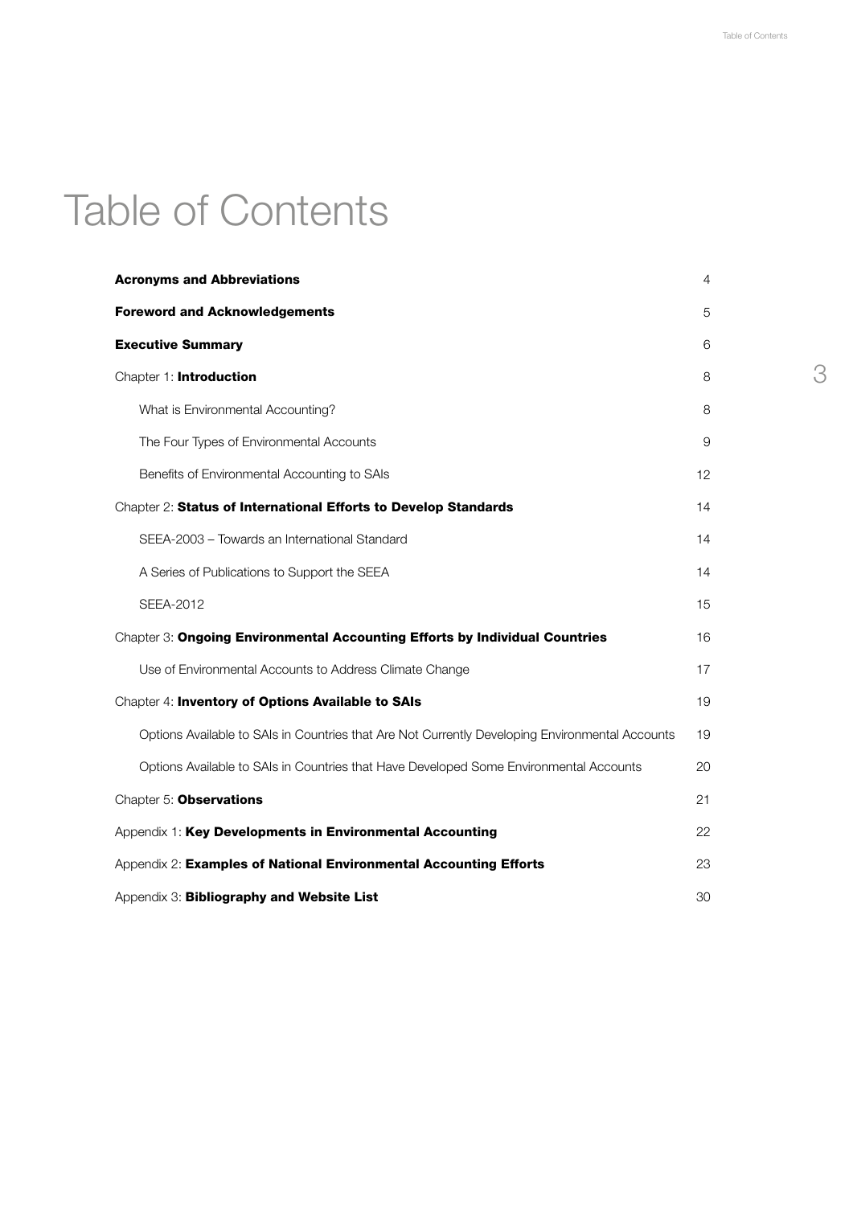# Table of Contents

| | |
|---|---|
| **Acronyms and Abbreviations** | 4 |
| **Foreword and Acknowledgements** | 5 |
| **Executive Summary** | 6 |
| Chapter 1: **Introduction** | 8 |
| What is Environmental Accounting? | 8 |
| The Four Types of Environmental Accounts | 9 |
| Benefits of Environmental Accounting to SAIs | 12 |
| Chapter 2: **Status of International Efforts to Develop Standards** | 14 |
| SEEA-2003 – Towards an International Standard | 14 |
| A Series of Publications to Support the SEEA | 14 |
| SEEA-2012 | 15 |
| Chapter 3: **Ongoing Environmental Accounting Efforts by Individual Countries** | 16 |
| Use of Environmental Accounts to Address Climate Change | 17 |
| Chapter 4: **Inventory of Options Available to SAIs** | 19 |
| Options Available to SAIs in Countries that Are Not Currently Developing Environmental Accounts | 19 |
| Options Available to SAIs in Countries that Have Developed Some Environmental Accounts | 20 |
| Chapter 5: **Observations** | 21 |
| Appendix 1: **Key Developments in Environmental Accounting** | 22 |
| Appendix 2: **Examples of National Environmental Accounting Efforts** | 23 |
| Appendix 3: **Bibliography and Website List** | 30 |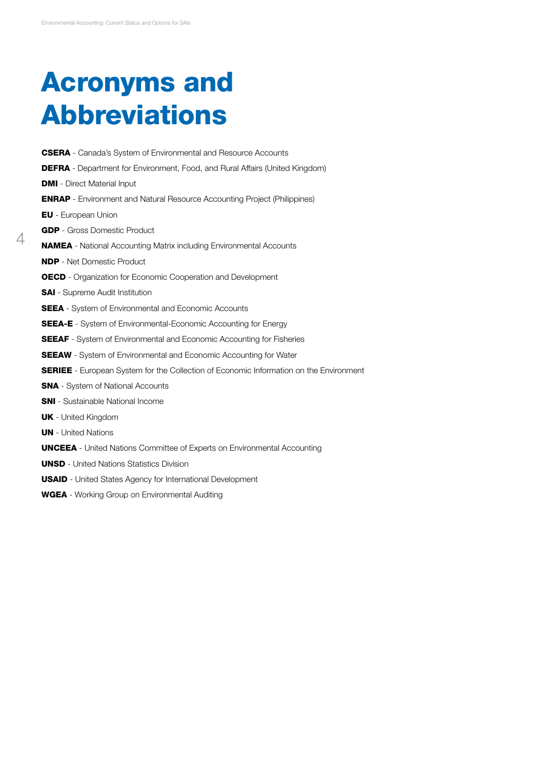# Acronyms and Abbreviations

**CSERA** - Canada's System of Environmental and Resource Accounts

**DEFRA** - Department for Environment, Food, and Rural Affairs (United Kingdom)

**DMI** - Direct Material Input

**ENRAP** - Environment and Natural Resource Accounting Project (Philippines)

**EU** - European Union

**GDP** - Gross Domestic Product

**NAMEA** - National Accounting Matrix including Environmental Accounts

**NDP** - Net Domestic Product

**OECD** - Organization for Economic Cooperation and Development

**SAI** - Supreme Audit Institution

**SEEA** - System of Environmental and Economic Accounts

**SEEA-E** - System of Environmental-Economic Accounting for Energy

**SEEAF** - System of Environmental and Economic Accounting for Fisheries

**SEEAW** - System of Environmental and Economic Accounting for Water

**SERIEE** - European System for the Collection of Economic Information on the Environment

**SNA** - System of National Accounts

**SNI** - Sustainable National Income

**UK** - United Kingdom

**UN** - United Nations

**UNCEEA** - United Nations Committee of Experts on Environmental Accounting

**UNSD** - United Nations Statistics Division

**USAID** - United States Agency for International Development

**WGEA** - Working Group on Environmental Auditing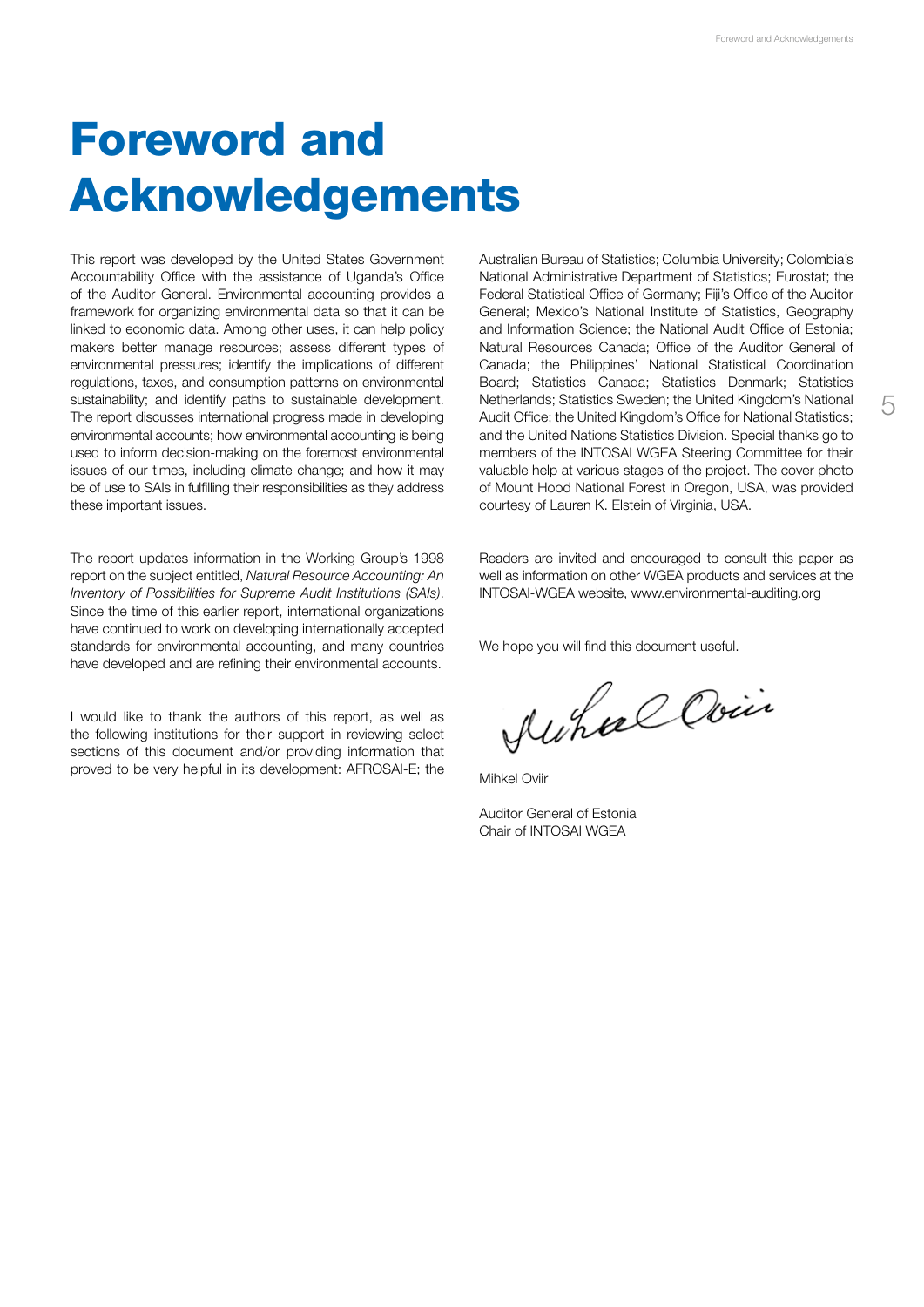# Foreword and Acknowledgements

This report was developed by the United States Government Accountability Office with the assistance of Uganda's Office of the Auditor General. Environmental accounting provides a framework for organizing environmental data so that it can be linked to economic data. Among other uses, it can help policy makers better manage resources; assess different types of environmental pressures; identify the implications of different regulations, taxes, and consumption patterns on environmental sustainability; and identify paths to sustainable development. The report discusses international progress made in developing environmental accounts; how environmental accounting is being used to inform decision-making on the foremost environmental issues of our times, including climate change; and how it may be of use to SAIs in fulfilling their responsibilities as they address these important issues.

The report updates information in the Working Group's 1998 report on the subject entitled, *Natural Resource Accounting: An Inventory of Possibilities for Supreme Audit Institutions (SAIs)*. Since the time of this earlier report, international organizations have continued to work on developing internationally accepted standards for environmental accounting, and many countries have developed and are refining their environmental accounts.

I would like to thank the authors of this report, as well as the following institutions for their support in reviewing select sections of this document and/or providing information that proved to be very helpful in its development: AFROSAI-E; the Australian Bureau of Statistics; Columbia University; Colombia's National Administrative Department of Statistics; Eurostat; the Federal Statistical Office of Germany; Fiji's Office of the Auditor General; Mexico's National Institute of Statistics, Geography and Information Science; the National Audit Office of Estonia; Natural Resources Canada; Office of the Auditor General of Canada; the Philippines' National Statistical Coordination Board; Statistics Canada; Statistics Denmark; Statistics Netherlands; Statistics Sweden; the United Kingdom's National Audit Office; the United Kingdom's Office for National Statistics; and the United Nations Statistics Division. Special thanks go to members of the INTOSAI WGEA Steering Committee for their valuable help at various stages of the project. The cover photo of Mount Hood National Forest in Oregon, USA, was provided courtesy of Lauren K. Elstein of Virginia, USA.

Readers are invited and encouraged to consult this paper as well as information on other WGEA products and services at the INTOSAI-WGEA website, www.environmental-auditing.org

We hope you will find this document useful.

Mihkel Oviir

Auditor General of Estonia
Chair of INTOSAI WGEA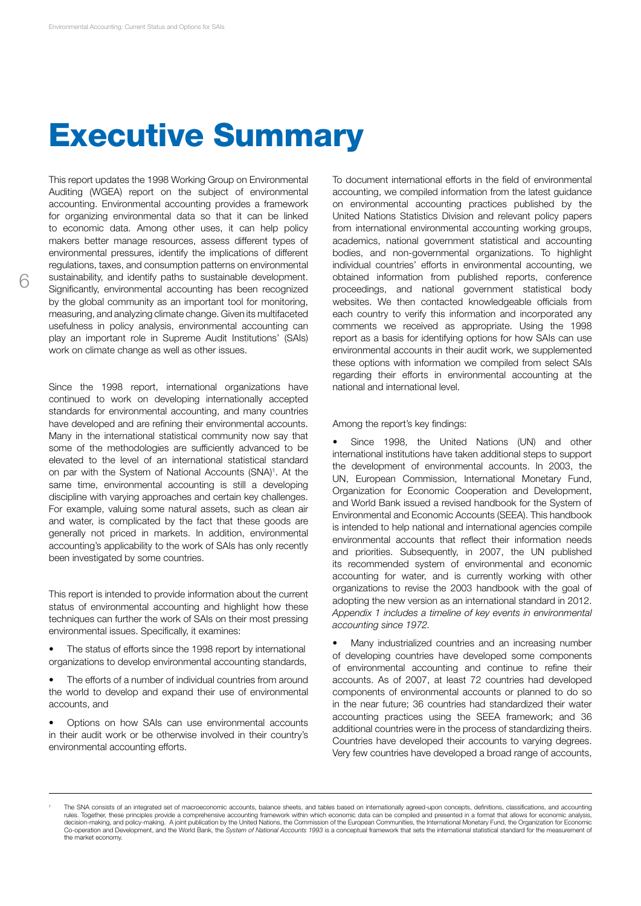# Executive Summary

This report updates the 1998 Working Group on Environmental Auditing (WGEA) report on the subject of environmental accounting. Environmental accounting provides a framework for organizing environmental data so that it can be linked to economic data. Among other uses, it can help policy makers better manage resources, assess different types of environmental pressures, identify the implications of different regulations, taxes, and consumption patterns on environmental sustainability, and identify paths to sustainable development. Significantly, environmental accounting has been recognized by the global community as an important tool for monitoring, measuring, and analyzing climate change. Given its multifaceted usefulness in policy analysis, environmental accounting can play an important role in Supreme Audit Institutions' (SAIs) work on climate change as well as other issues.

Since the 1998 report, international organizations have continued to work on developing internationally accepted standards for environmental accounting, and many countries have developed and are refining their environmental accounts. Many in the international statistical community now say that some of the methodologies are sufficiently advanced to be elevated to the level of an international statistical standard on par with the System of National Accounts (SNA)[1]. At the same time, environmental accounting is still a developing discipline with varying approaches and certain key challenges. For example, valuing some natural assets, such as clean air and water, is complicated by the fact that these goods are generally not priced in markets. In addition, environmental accounting's applicability to the work of SAIs has only recently been investigated by some countries.

This report is intended to provide information about the current status of environmental accounting and highlight how these techniques can further the work of SAIs on their most pressing environmental issues. Specifically, it examines:

- The status of efforts since the 1998 report by international organizations to develop environmental accounting standards,
- The efforts of a number of individual countries from around the world to develop and expand their use of environmental accounts, and
- Options on how SAIs can use environmental accounts in their audit work or be otherwise involved in their country's environmental accounting efforts.

To document international efforts in the field of environmental accounting, we compiled information from the latest guidance on environmental accounting practices published by the United Nations Statistics Division and relevant policy papers from international environmental accounting working groups, academics, national government statistical and accounting bodies, and non-governmental organizations. To highlight individual countries' efforts in environmental accounting, we obtained information from published reports, conference proceedings, and national government statistical body websites. We then contacted knowledgeable officials from each country to verify this information and incorporated any comments we received as appropriate. Using the 1998 report as a basis for identifying options for how SAIs can use environmental accounts in their audit work, we supplemented these options with information we compiled from select SAIs regarding their efforts in environmental accounting at the national and international level.

Among the report's key findings:

- Since 1998, the United Nations (UN) and other international institutions have taken additional steps to support the development of environmental accounts. In 2003, the UN, European Commission, International Monetary Fund, Organization for Economic Cooperation and Development, and World Bank issued a revised handbook for the System of Environmental and Economic Accounts (SEEA). This handbook is intended to help national and international agencies compile environmental accounts that reflect their information needs and priorities. Subsequently, in 2007, the UN published its recommended system of environmental and economic accounting for water, and is currently working with other organizations to revise the 2003 handbook with the goal of adopting the new version as an international standard in 2012. *Appendix 1 includes a timeline of key events in environmental accounting since 1972.*

- Many industrialized countries and an increasing number of developing countries have developed some components of environmental accounting and continue to refine their accounts. As of 2007, at least 72 countries had developed components of environmental accounts or planned to do so in the near future; 36 countries had standardized their water accounting practices using the SEEA framework; and 36 additional countries were in the process of standardizing theirs. Countries have developed their accounts to varying degrees. Very few countries have developed a broad range of accounts,

---

[1] The SNA consists of an integrated set of macroeconomic accounts, balance sheets, and tables based on internationally agreed-upon concepts, definitions, classifications, and accounting rules. Together, these principles provide a comprehensive accounting framework within which economic data can be compiled and presented in a format that allows for economic analysis, decision-making, and policy-making. A joint publication by the United Nations, the Commission of the European Communities, the International Monetary Fund, the Organization for Economic Co-operation and Development, and the World Bank, the *System of National Accounts 1993* is a conceptual framework that sets the international statistical standard for the measurement of the market economy.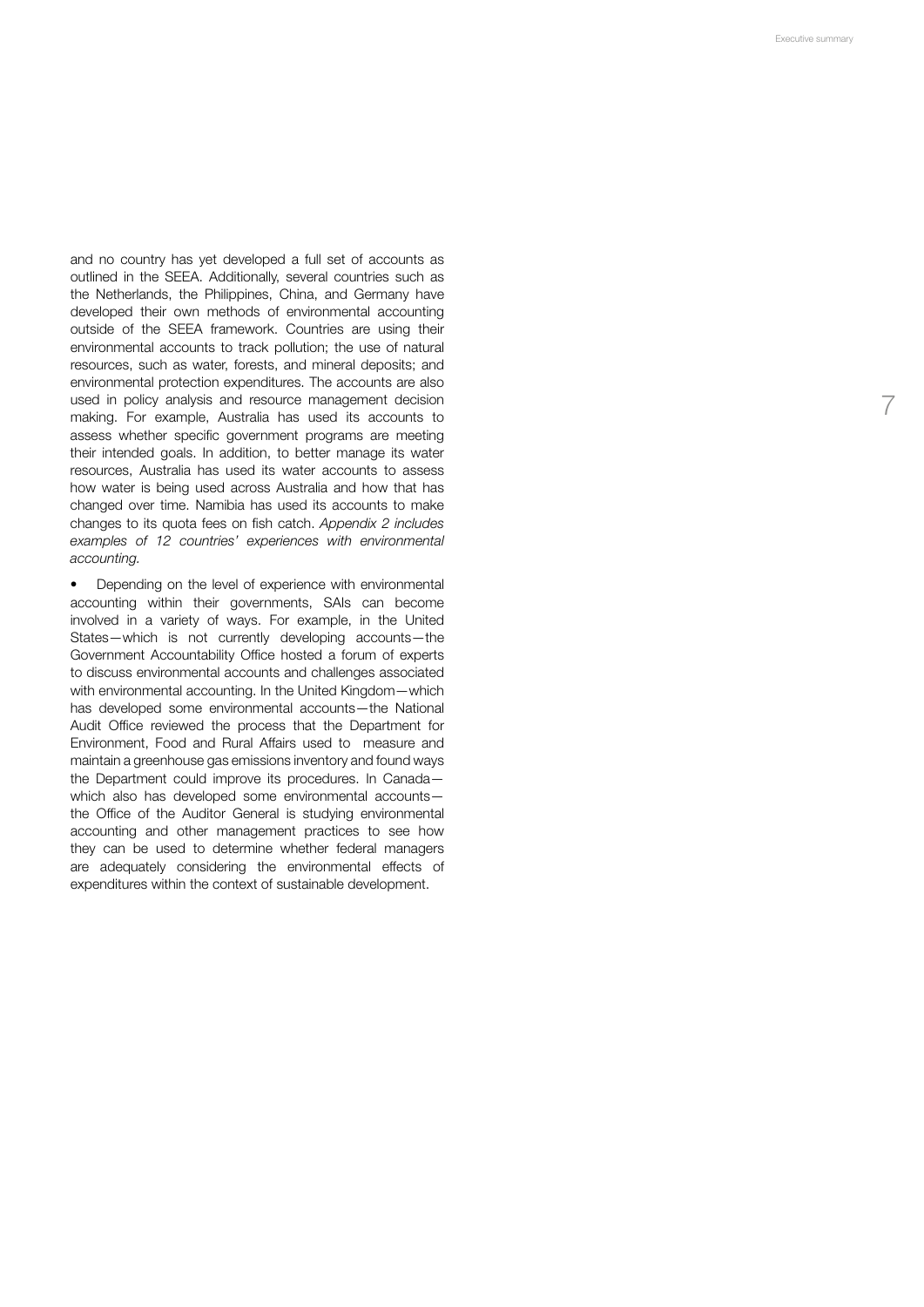and no country has yet developed a full set of accounts as outlined in the SEEA. Additionally, several countries such as the Netherlands, the Philippines, China, and Germany have developed their own methods of environmental accounting outside of the SEEA framework. Countries are using their environmental accounts to track pollution; the use of natural resources, such as water, forests, and mineral deposits; and environmental protection expenditures. The accounts are also used in policy analysis and resource management decision making. For example, Australia has used its accounts to assess whether specific government programs are meeting their intended goals. In addition, to better manage its water resources, Australia has used its water accounts to assess how water is being used across Australia and how that has changed over time. Namibia has used its accounts to make changes to its quota fees on fish catch. *Appendix 2 includes examples of 12 countries' experiences with environmental accounting.*

- Depending on the level of experience with environmental accounting within their governments, SAIs can become involved in a variety of ways. For example, in the United States—which is not currently developing accounts—the Government Accountability Office hosted a forum of experts to discuss environmental accounts and challenges associated with environmental accounting. In the United Kingdom—which has developed some environmental accounts—the National Audit Office reviewed the process that the Department for Environment, Food and Rural Affairs used to measure and maintain a greenhouse gas emissions inventory and found ways the Department could improve its procedures. In Canada—which also has developed some environmental accounts—the Office of the Auditor General is studying environmental accounting and other management practices to see how they can be used to determine whether federal managers are adequately considering the environmental effects of expenditures within the context of sustainable development.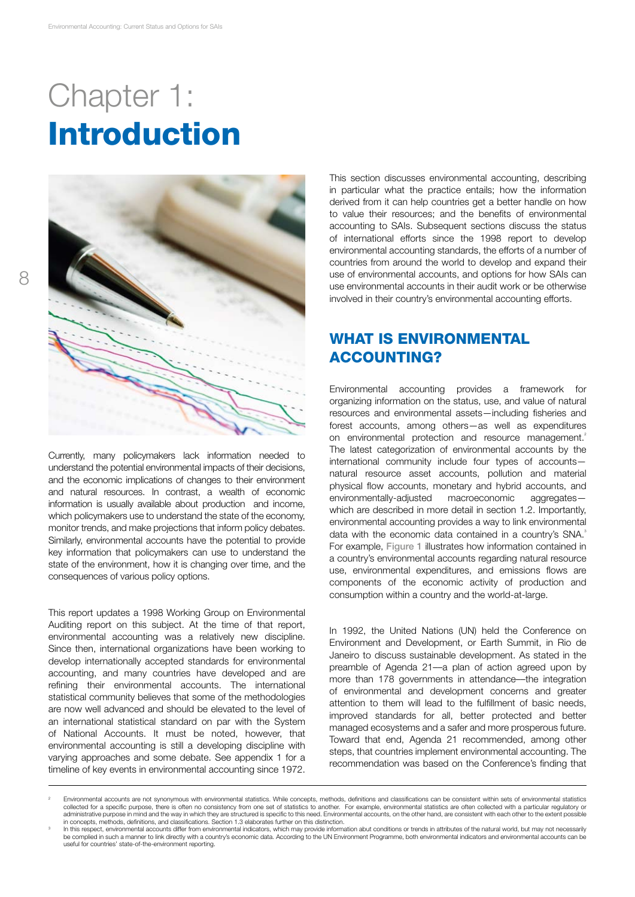# Chapter 1: **Introduction**

Currently, many policymakers lack information needed to understand the potential environmental impacts of their decisions, and the economic implications of changes to their environment and natural resources. In contrast, a wealth of economic information is usually available about production and income, which policymakers use to understand the state of the economy, monitor trends, and make projections that inform policy debates. Similarly, environmental accounts have the potential to provide key information that policymakers can use to understand the state of the environment, how it is changing over time, and the consequences of various policy options.

This report updates a 1998 Working Group on Environmental Auditing report on this subject. At the time of that report, environmental accounting was a relatively new discipline. Since then, international organizations have been working to develop internationally accepted standards for environmental accounting, and many countries have developed and are refining their environmental accounts. The international statistical community believes that some of the methodologies are now well advanced and should be elevated to the level of an international statistical standard on par with the System of National Accounts. It must be noted, however, that environmental accounting is still a developing discipline with varying approaches and some debate. See appendix 1 for a timeline of key events in environmental accounting since 1972.

This section discusses environmental accounting, describing in particular what the practice entails; how the information derived from it can help countries get a better handle on how to value their resources; and the benefits of environmental accounting to SAIs. Subsequent sections discuss the status of international efforts since the 1998 report to develop environmental accounting standards, the efforts of a number of countries from around the world to develop and expand their use of environmental accounts, and options for how SAIs can use environmental accounts in their audit work or be otherwise involved in their country's environmental accounting efforts.

## WHAT IS ENVIRONMENTAL ACCOUNTING?

Environmental accounting provides a framework for organizing information on the status, use, and value of natural resources and environmental assets—including fisheries and forest accounts, among others—as well as expenditures on environmental protection and resource management.[2] The latest categorization of environmental accounts by the international community include four types of accounts—natural resource asset accounts, pollution and material physical flow accounts, monetary and hybrid accounts, and environmentally-adjusted macroeconomic aggregates—which are described in more detail in section 1.2. Importantly, environmental accounting provides a way to link environmental data with the economic data contained in a country's SNA.[3] For example, Figure 1 illustrates how information contained in a country's environmental accounts regarding natural resource use, environmental expenditures, and emissions flows are components of the economic activity of production and consumption within a country and the world-at-large.

In 1992, the United Nations (UN) held the Conference on Environment and Development, or Earth Summit, in Rio de Janeiro to discuss sustainable development. As stated in the preamble of Agenda 21—a plan of action agreed upon by more than 178 governments in attendance—the integration of environmental and development concerns and greater attention to them will lead to the fulfillment of basic needs, improved standards for all, better protected and better managed ecosystems and a safer and more prosperous future. Toward that end, Agenda 21 recommended, among other steps, that countries implement environmental accounting. The recommendation was based on the Conference's finding that

---

[2] Environmental accounts are not synonymous with environmental statistics. While concepts, methods, definitions and classifications can be consistent within sets of environmental statistics collected for a specific purpose, there is often no consistency from one set of statistics to another. For example, environmental statistics are often collected with a particular regulatory or administrative purpose in mind and the way in which they are structured is specific to this need. Environmental accounts, on the other hand, are consistent with each other to the extent possible in concepts, methods, definitions, and classifications. Section 1.3 elaborates further on this distinction.

[3] In this respect, environmental accounts differ from environmental indicators, which may provide information abut conditions or trends in attributes of the natural world, but may not necessarily be complied in such a manner to link directly with a country's economic data. According to the UN Environment Programme, both environmental indicators and environmental accounts can be useful for countries' state-of-the-environment reporting.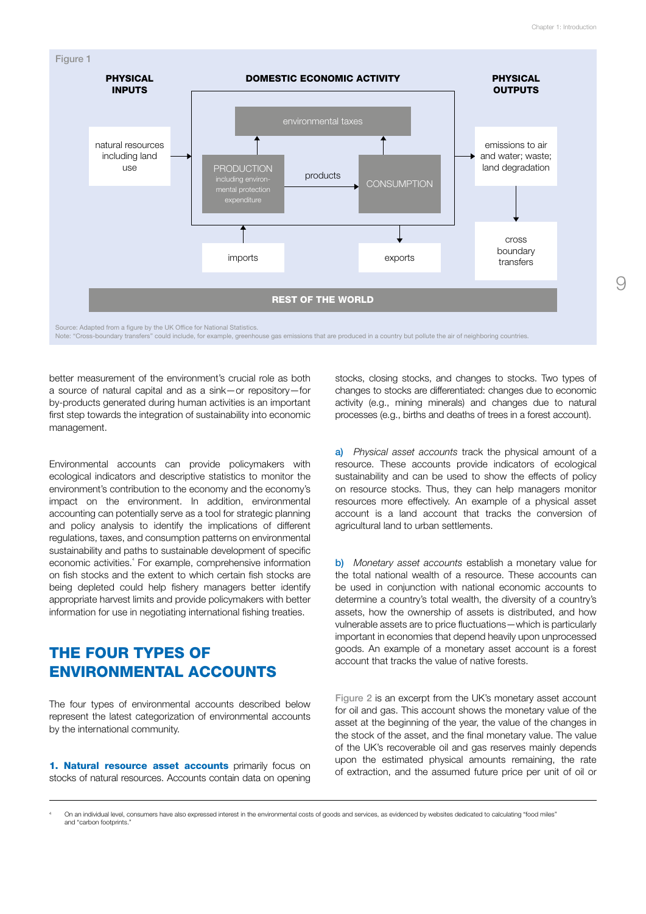Figure 1

**PHYSICAL INPUTS** | **DOMESTIC ECONOMIC ACTIVITY** | **PHYSICAL OUTPUTS**

natural resources including land use → PRODUCTION including environmental protection expenditure → products → CONSUMPTION → emissions to air and water; waste; land degradation → cross boundary transfers

environmental taxes

imports | exports

**REST OF THE WORLD**

Source: Adapted from a figure by the UK Office for National Statistics.
Note: "Cross-boundary transfers" could include, for example, greenhouse gas emissions that are produced in a country but pollute the air of neighboring countries.

better measurement of the environment's crucial role as both a source of natural capital and as a sink—or repository—for by-products generated during human activities is an important first step towards the integration of sustainability into economic management.

Environmental accounts can provide policymakers with ecological indicators and descriptive statistics to monitor the environment's contribution to the economy and the economy's impact on the environment. In addition, environmental accounting can potentially serve as a tool for strategic planning and policy analysis to identify the implications of different regulations, taxes, and consumption patterns on environmental sustainability and paths to sustainable development of specific economic activities.[4] For example, comprehensive information on fish stocks and the extent to which certain fish stocks are being depleted could help fishery managers better identify appropriate harvest limits and provide policymakers with better information for use in negotiating international fishing treaties.

## THE FOUR TYPES OF ENVIRONMENTAL ACCOUNTS

The four types of environmental accounts described below represent the latest categorization of environmental accounts by the international community.

**1. Natural resource asset accounts** primarily focus on stocks of natural resources. Accounts contain data on opening stocks, closing stocks, and changes to stocks. Two types of changes to stocks are differentiated: changes due to economic activity (e.g., mining minerals) and changes due to natural processes (e.g., births and deaths of trees in a forest account).

a) *Physical asset accounts* track the physical amount of a resource. These accounts provide indicators of ecological sustainability and can be used to show the effects of policy on resource stocks. Thus, they can help managers monitor resources more effectively. An example of a physical asset account is a land account that tracks the conversion of agricultural land to urban settlements.

b) *Monetary asset accounts* establish a monetary value for the total national wealth of a resource. These accounts can be used in conjunction with national economic accounts to determine a country's total wealth, the diversity of a country's assets, how the ownership of assets is distributed, and how vulnerable assets are to price fluctuations—which is particularly important in economies that depend heavily upon unprocessed goods. An example of a monetary asset account is a forest account that tracks the value of native forests.

Figure 2 is an excerpt from the UK's monetary asset account for oil and gas. This account shows the monetary value of the asset at the beginning of the year, the value of the changes in the stock of the asset, and the final monetary value. The value of the UK's recoverable oil and gas reserves mainly depends upon the estimated physical amounts remaining, the rate of extraction, and the assumed future price per unit of oil or

[4] On an individual level, consumers have also expressed interest in the environmental costs of goods and services, as evidenced by websites dedicated to calculating "food miles" and "carbon footprints."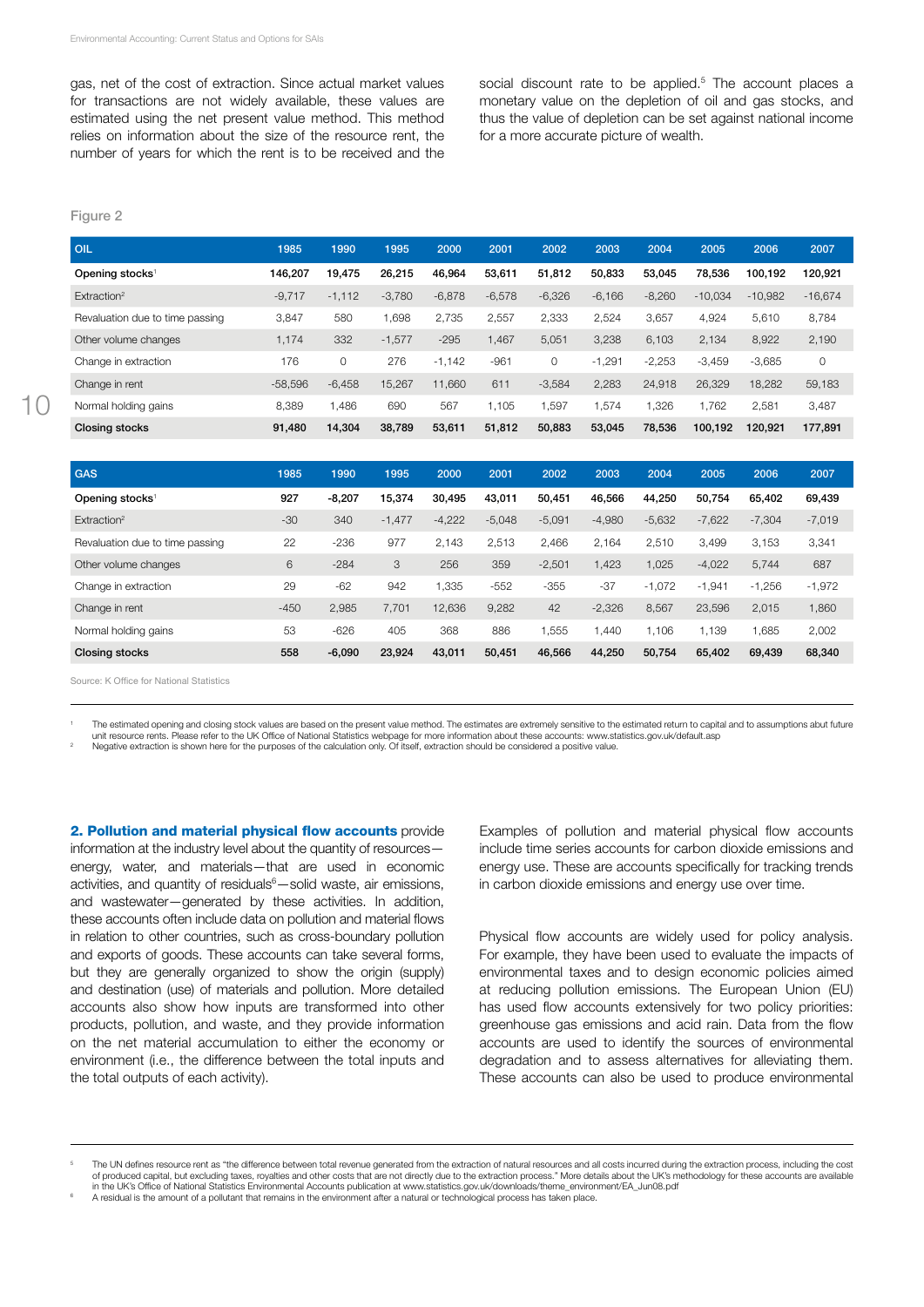gas, net of the cost of extraction. Since actual market values for transactions are not widely available, these values are estimated using the net present value method. This method relies on information about the size of the resource rent, the number of years for which the rent is to be received and the social discount rate to be applied.[5] The account places a monetary value on the depletion of oil and gas stocks, and thus the value of depletion can be set against national income for a more accurate picture of wealth.

Figure 2

| OIL | 1985 | 1990 | 1995 | 2000 | 2001 | 2002 | 2003 | 2004 | 2005 | 2006 | 2007 |
|---|---|---|---|---|---|---|---|---|---|---|---|
| **Opening stocks**[1] | **146,207** | **19,475** | **26,215** | **46,964** | **53,611** | **51,812** | **50,833** | **53,045** | **78,536** | **100,192** | **120,921** |
| Extraction[2] | -9,717 | -1,112 | -3,780 | -6,878 | -6,578 | -6,326 | -6,166 | -8,260 | -10,034 | -10,982 | -16,674 |
| Revaluation due to time passing | 3,847 | 580 | 1,698 | 2,735 | 2,557 | 2,333 | 2,524 | 3,657 | 4,924 | 5,610 | 8,784 |
| Other volume changes | 1,174 | 332 | -1,577 | -295 | 1,467 | 5,051 | 3,238 | 6,103 | 2,134 | 8,922 | 2,190 |
| Change in extraction | 176 | 0 | 276 | -1,142 | -961 | 0 | -1,291 | -2,253 | -3,459 | -3,685 | 0 |
| Change in rent | -58,596 | -6,458 | 15,267 | 11,660 | 611 | -3,584 | 2,283 | 24,918 | 26,329 | 18,282 | 59,183 |
| Normal holding gains | 8,389 | 1,486 | 690 | 567 | 1,105 | 1,597 | 1,574 | 1,326 | 1,762 | 2,581 | 3,487 |
| **Closing stocks** | **91,480** | **14,304** | **38,789** | **53,611** | **51,812** | **50,883** | **53,045** | **78,536** | **100,192** | **120,921** | **177,891** |

| GAS | 1985 | 1990 | 1995 | 2000 | 2001 | 2002 | 2003 | 2004 | 2005 | 2006 | 2007 |
|---|---|---|---|---|---|---|---|---|---|---|---|
| **Opening stocks**[1] | **927** | **-8,207** | **15,374** | **30,495** | **43,011** | **50,451** | **46,566** | **44,250** | **50,754** | **65,402** | **69,439** |
| Extraction[2] | -30 | 340 | -1,477 | -4,222 | -5,048 | -5,091 | -4,980 | -5,632 | -7,622 | -7,304 | -7,019 |
| Revaluation due to time passing | 22 | -236 | 977 | 2,143 | 2,513 | 2,466 | 2,164 | 2,510 | 3,499 | 3,153 | 3,341 |
| Other volume changes | 6 | -284 | 3 | 256 | 359 | -2,501 | 1,423 | 1,025 | -4,022 | 5,744 | 687 |
| Change in extraction | 29 | -62 | 942 | 1,335 | -552 | -355 | -37 | -1,072 | -1,941 | -1,256 | -1,972 |
| Change in rent | -450 | 2,985 | 7,701 | 12,636 | 9,282 | 42 | -2,326 | 8,567 | 23,596 | 2,015 | 1,860 |
| Normal holding gains | 53 | -626 | 405 | 368 | 886 | 1,555 | 1,440 | 1,106 | 1,139 | 1,685 | 2,002 |
| **Closing stocks** | **558** | **-6,090** | **23,924** | **43,011** | **50,451** | **46,566** | **44,250** | **50,754** | **65,402** | **69,439** | **68,340** |

Source: K Office for National Statistics

[1] The estimated opening and closing stock values are based on the present value method. The estimates are extremely sensitive to the estimated return to capital and to assumptions abut future unit resource rents. Please refer to the UK Office of National Statistics webpage for more information about these accounts: www.statistics.gov.uk/default.asp

[2] Negative extraction is shown here for the purposes of the calculation only. Of itself, extraction should be considered a positive value.

**2. Pollution and material physical flow accounts** provide information at the industry level about the quantity of resources—energy, water, and materials—that are used in economic activities, and quantity of residuals[6]—solid waste, air emissions, and wastewater—generated by these activities. In addition, these accounts often include data on pollution and material flows in relation to other countries, such as cross-boundary pollution and exports of goods. These accounts can take several forms, but they are generally organized to show the origin (supply) and destination (use) of materials and pollution. More detailed accounts also show how inputs are transformed into other products, pollution, and waste, and they provide information on the net material accumulation to either the economy or environment (i.e., the difference between the total inputs and the total outputs of each activity).

Examples of pollution and material physical flow accounts include time series accounts for carbon dioxide emissions and energy use. These are accounts specifically for tracking trends in carbon dioxide emissions and energy use over time.

Physical flow accounts are widely used for policy analysis. For example, they have been used to evaluate the impacts of environmental taxes and to design economic policies aimed at reducing pollution emissions. The European Union (EU) has used flow accounts extensively for two policy priorities: greenhouse gas emissions and acid rain. Data from the flow accounts are used to identify the sources of environmental degradation and to assess alternatives for alleviating them. These accounts can also be used to produce environmental

[5] The UN defines resource rent as "the difference between total revenue generated from the extraction of natural resources and all costs incurred during the extraction process, including the cost of produced capital, but excluding taxes, royalties and other costs that are not directly due to the extraction process." More details about the UK's methodology for these accounts are available in the UK's Office of National Statistics Environmental Accounts publication at www.statistics.gov.uk/downloads/theme_environment/EA_Jun08.pdf

[6] A residual is the amount of a pollutant that remains in the environment after a natural or technological process has taken place.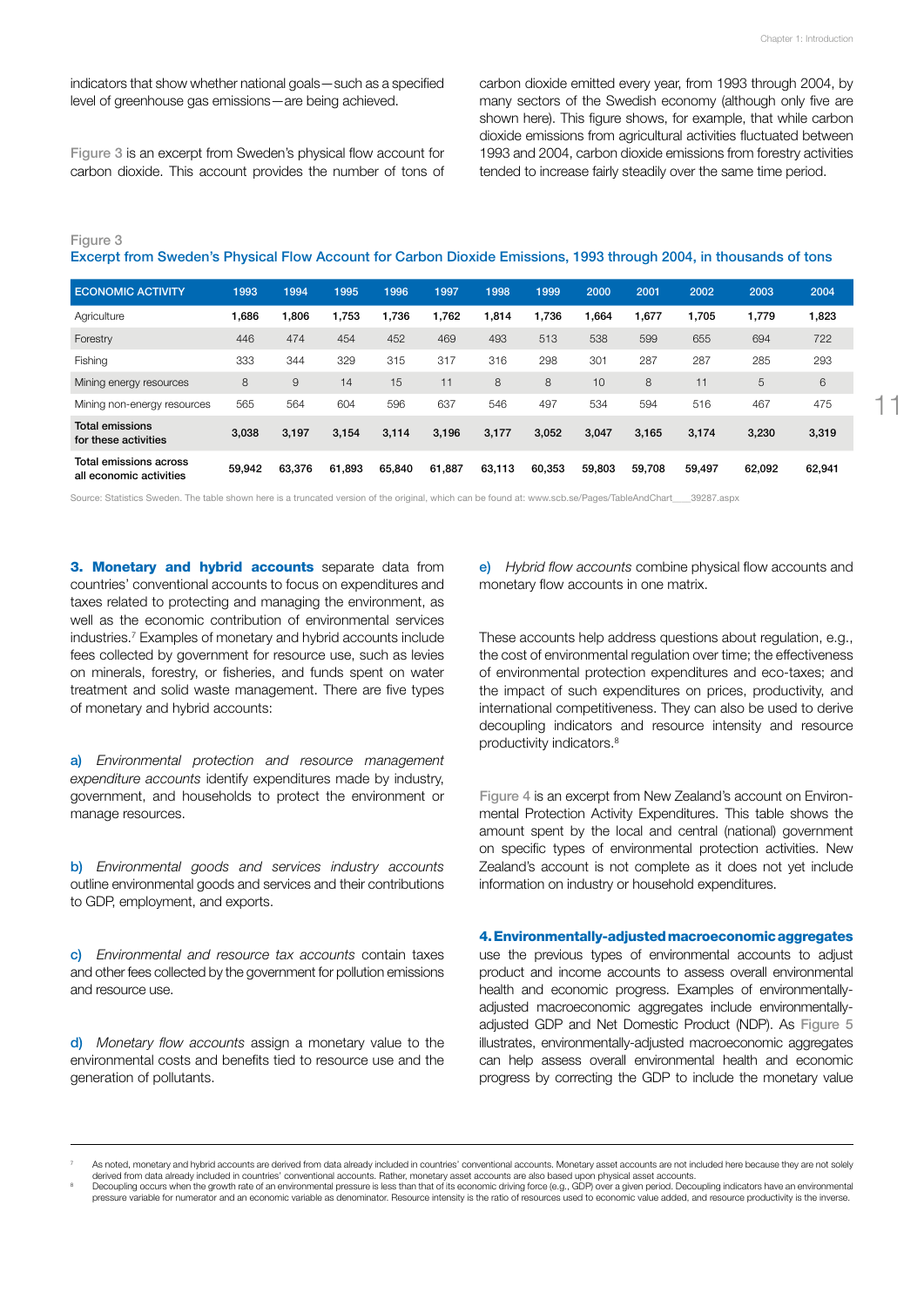indicators that show whether national goals—such as a specified level of greenhouse gas emissions—are being achieved.

Figure 3 is an excerpt from Sweden's physical flow account for carbon dioxide. This account provides the number of tons of carbon dioxide emitted every year, from 1993 through 2004, by many sectors of the Swedish economy (although only five are shown here). This figure shows, for example, that while carbon dioxide emissions from agricultural activities fluctuated between 1993 and 2004, carbon dioxide emissions from forestry activities tended to increase fairly steadily over the same time period.

Figure 3

**Excerpt from Sweden's Physical Flow Account for Carbon Dioxide Emissions, 1993 through 2004, in thousands of tons**

| ECONOMIC ACTIVITY | 1993 | 1994 | 1995 | 1996 | 1997 | 1998 | 1999 | 2000 | 2001 | 2002 | 2003 | 2004 |
|---|---|---|---|---|---|---|---|---|---|---|---|---|
| Agriculture | 1,686 | 1,806 | 1,753 | 1,736 | 1,762 | 1,814 | 1,736 | 1,664 | 1,677 | 1,705 | 1,779 | 1,823 |
| Forestry | 446 | 474 | 454 | 452 | 469 | 493 | 513 | 538 | 599 | 655 | 694 | 722 |
| Fishing | 333 | 344 | 329 | 315 | 317 | 316 | 298 | 301 | 287 | 287 | 285 | 293 |
| Mining energy resources | 8 | 9 | 14 | 15 | 11 | 8 | 8 | 10 | 8 | 11 | 5 | 6 |
| Mining non-energy resources | 565 | 564 | 604 | 596 | 637 | 546 | 497 | 534 | 594 | 516 | 467 | 475 |
| **Total emissions for these activities** | 3,038 | 3,197 | 3,154 | 3,114 | 3,196 | 3,177 | 3,052 | 3,047 | 3,165 | 3,174 | 3,230 | 3,319 |
| **Total emissions across all economic activities** | 59,942 | 63,376 | 61,893 | 65,840 | 61,887 | 63,113 | 60,353 | 59,803 | 59,708 | 59,497 | 62,092 | 62,941 |

Source: Statistics Sweden. The table shown here is a truncated version of the original, which can be found at: www.scb.se/Pages/TableAndChart____39287.aspx

**3. Monetary and hybrid accounts** separate data from countries' conventional accounts to focus on expenditures and taxes related to protecting and managing the environment, as well as the economic contribution of environmental services industries.[7] Examples of monetary and hybrid accounts include fees collected by government for resource use, such as levies on minerals, forestry, or fisheries, and funds spent on water treatment and solid waste management. There are five types of monetary and hybrid accounts:

a) *Environmental protection and resource management expenditure accounts* identify expenditures made by industry, government, and households to protect the environment or manage resources.

b) *Environmental goods and services industry accounts* outline environmental goods and services and their contributions to GDP, employment, and exports.

c) *Environmental and resource tax accounts* contain taxes and other fees collected by the government for pollution emissions and resource use.

d) *Monetary flow accounts* assign a monetary value to the environmental costs and benefits tied to resource use and the generation of pollutants.

e) *Hybrid flow accounts* combine physical flow accounts and monetary flow accounts in one matrix.

These accounts help address questions about regulation, e.g., the cost of environmental regulation over time; the effectiveness of environmental protection expenditures and eco-taxes; and the impact of such expenditures on prices, productivity, and international competitiveness. They can also be used to derive decoupling indicators and resource intensity and resource productivity indicators.[8]

Figure 4 is an excerpt from New Zealand's account on Environmental Protection Activity Expenditures. This table shows the amount spent by the local and central (national) government on specific types of environmental protection activities. New Zealand's account is not complete as it does not yet include information on industry or household expenditures.

**4. Environmentally-adjusted macroeconomic aggregates** use the previous types of environmental accounts to adjust product and income accounts to assess overall environmental health and economic progress. Examples of environmentally-adjusted macroeconomic aggregates include environmentally-adjusted GDP and Net Domestic Product (NDP). As Figure 5 illustrates, environmentally-adjusted macroeconomic aggregates can help assess overall environmental health and economic progress by correcting the GDP to include the monetary value

---

[7] As noted, monetary and hybrid accounts are derived from data already included in countries' conventional accounts. Monetary asset accounts are not included here because they are not solely derived from data already included in countries' conventional accounts. Rather, monetary asset accounts are also based upon physical asset accounts.

[8] Decoupling occurs when the growth rate of an environmental pressure is less than that of its economic driving force (e.g., GDP) over a given period. Decoupling indicators have an environmental pressure variable for numerator and an economic variable as denominator. Resource intensity is the ratio of resources used to economic value added, and resource productivity is the inverse.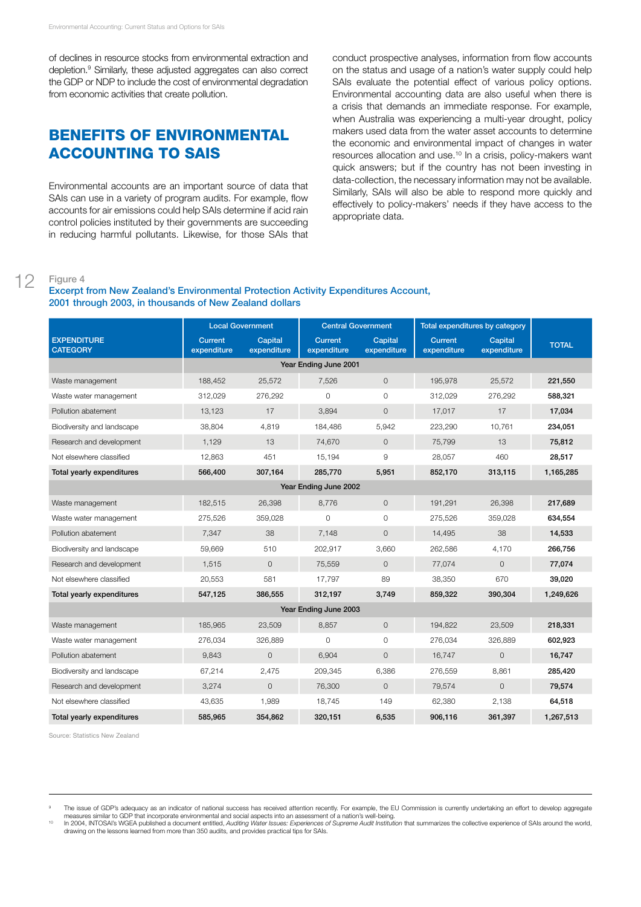of declines in resource stocks from environmental extraction and depletion.[9] Similarly, these adjusted aggregates can also correct the GDP or NDP to include the cost of environmental degradation from economic activities that create pollution.

## BENEFITS OF ENVIRONMENTAL ACCOUNTING TO SAIS

Environmental accounts are an important source of data that SAIs can use in a variety of program audits. For example, flow accounts for air emissions could help SAIs determine if acid rain control policies instituted by their governments are succeeding in reducing harmful pollutants. Likewise, for those SAIs that conduct prospective analyses, information from flow accounts on the status and usage of a nation's water supply could help SAIs evaluate the potential effect of various policy options. Environmental accounting data are also useful when there is a crisis that demands an immediate response. For example, when Australia was experiencing a multi-year drought, policy makers used data from the water asset accounts to determine the economic and environmental impact of changes in water resources allocation and use.[10] In a crisis, policy-makers want quick answers; but if the country has not been investing in data-collection, the necessary information may not be available. Similarly, SAIs will also be able to respond more quickly and effectively to policy-makers' needs if they have access to the appropriate data.

Figure 4

**Excerpt from New Zealand's Environmental Protection Activity Expenditures Account, 2001 through 2003, in thousands of New Zealand dollars**

| | Local Government | | Central Government | | Total expenditures by category | | |
|---|---|---|---|---|---|---|---|
| **EXPENDITURE CATEGORY** | Current expenditure | Capital expenditure | Current expenditure | Capital expenditure | Current expenditure | Capital expenditure | **TOTAL** |
| | | | Year Ending June 2001 | | | | |
| Waste management | 188,452 | 25,572 | 7,526 | 0 | 195,978 | 25,572 | **221,550** |
| Waste water management | 312,029 | 276,292 | 0 | 0 | 312,029 | 276,292 | **588,321** |
| Pollution abatement | 13,123 | 17 | 3,894 | 0 | 17,017 | 17 | **17,034** |
| Biodiversity and landscape | 38,804 | 4,819 | 184,486 | 5,942 | 223,290 | 10,761 | **234,051** |
| Research and development | 1,129 | 13 | 74,670 | 0 | 75,799 | 13 | **75,812** |
| Not elsewhere classified | 12,863 | 451 | 15,194 | 9 | 28,057 | 460 | **28,517** |
| **Total yearly expenditures** | **566,400** | **307,164** | **285,770** | **5,951** | **852,170** | **313,115** | **1,165,285** |
| | | | Year Ending June 2002 | | | | |
| Waste management | 182,515 | 26,398 | 8,776 | 0 | 191,291 | 26,398 | **217,689** |
| Waste water management | 275,526 | 359,028 | 0 | 0 | 275,526 | 359,028 | **634,554** |
| Pollution abatement | 7,347 | 38 | 7,148 | 0 | 14,495 | 38 | **14,533** |
| Biodiversity and landscape | 59,669 | 510 | 202,917 | 3,660 | 262,586 | 4,170 | **266,756** |
| Research and development | 1,515 | 0 | 75,559 | 0 | 77,074 | 0 | **77,074** |
| Not elsewhere classified | 20,553 | 581 | 17,797 | 89 | 38,350 | 670 | **39,020** |
| **Total yearly expenditures** | **547,125** | **386,555** | **312,197** | **3,749** | **859,322** | **390,304** | **1,249,626** |
| | | | Year Ending June 2003 | | | | |
| Waste management | 185,965 | 23,509 | 8,857 | 0 | 194,822 | 23,509 | **218,331** |
| Waste water management | 276,034 | 326,889 | 0 | 0 | 276,034 | 326,889 | **602,923** |
| Pollution abatement | 9,843 | 0 | 6,904 | 0 | 16,747 | 0 | **16,747** |
| Biodiversity and landscape | 67,214 | 2,475 | 209,345 | 6,386 | 276,559 | 8,861 | **285,420** |
| Research and development | 3,274 | 0 | 76,300 | 0 | 79,574 | 0 | **79,574** |
| Not elsewhere classified | 43,635 | 1,989 | 18,745 | 149 | 62,380 | 2,138 | **64,518** |
| **Total yearly expenditures** | **585,965** | **354,862** | **320,151** | **6,535** | **906,116** | **361,397** | **1,267,513** |

Source: Statistics New Zealand

[9] The issue of GDP's adequacy as an indicator of national success has received attention recently. For example, the EU Commission is currently undertaking an effort to develop aggregate measures similar to GDP that incorporate environmental and social aspects into an assessment of a nation's well-being.

[10] In 2004, INTOSAI's WGEA published a document entitled, *Auditing Water Issues: Experiences of Supreme Audit Institution* that summarizes the collective experience of SAIs around the world, drawing on the lessons learned from more than 350 audits, and provides practical tips for SAIs.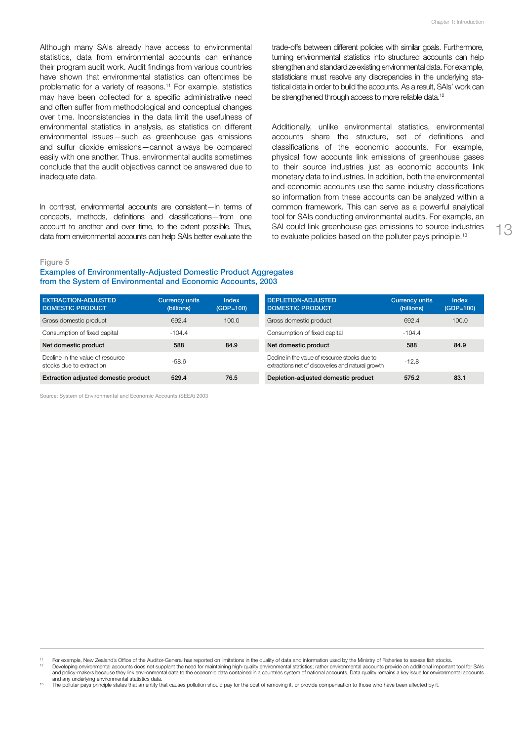Although many SAIs already have access to environmental statistics, data from environmental accounts can enhance their program audit work. Audit findings from various countries have shown that environmental statistics can oftentimes be problematic for a variety of reasons.[11] For example, statistics may have been collected for a specific administrative need and often suffer from methodological and conceptual changes over time. Inconsistencies in the data limit the usefulness of environmental statistics in analysis, as statistics on different environmental issues—such as greenhouse gas emissions and sulfur dioxide emissions—cannot always be compared easily with one another. Thus, environmental audits sometimes conclude that the audit objectives cannot be answered due to inadequate data.

In contrast, environmental accounts are consistent—in terms of concepts, methods, definitions and classifications—from one account to another and over time, to the extent possible. Thus, data from environmental accounts can help SAIs better evaluate the trade-offs between different policies with similar goals. Furthermore, turning environmental statistics into structured accounts can help strengthen and standardize existing environmental data. For example, statisticians must resolve any discrepancies in the underlying statistical data in order to build the accounts. As a result, SAIs' work can be strengthened through access to more reliable data.[12]

Additionally, unlike environmental statistics, environmental accounts share the structure, set of definitions and classifications of the economic accounts. For example, physical flow accounts link emissions of greenhouse gases to their source industries just as economic accounts link monetary data to industries. In addition, both the environmental and economic accounts use the same industry classifications so information from these accounts can be analyzed within a common framework. This can serve as a powerful analytical tool for SAIs conducting environmental audits. For example, an SAI could link greenhouse gas emissions to source industries to evaluate policies based on the polluter pays principle.[13]

Figure 5

**Examples of Environmentally-Adjusted Domestic Product Aggregates from the System of Environmental and Economic Accounts, 2003**

| EXTRACTION-ADJUSTED DOMESTIC PRODUCT | Currency units (billions) | Index (GDP=100) |
|---|---|---|
| Gross domestic product | 692.4 | 100.0 |
| Consumption of fixed capital | -104.4 | |
| **Net domestic product** | **588** | **84.9** |
| Decline in the value of resource stocks due to extraction | -58.6 | |
| **Extraction adjusted domestic product** | **529.4** | **76.5** |

| DEPLETION-ADJUSTED DOMESTIC PRODUCT | Currency units (billions) | Index (GDP=100) |
|---|---|---|
| Gross domestic product | 692.4 | 100.0 |
| Consumption of fixed capital | -104.4 | |
| **Net domestic product** | **588** | **84.9** |
| Decline in the value of resource stocks due to extractions net of discoveries and natural growth | -12.8 | |
| **Depletion-adjusted domestic product** | **575.2** | **83.1** |

Source: System of Environmental and Economic Accounts (SEEA) 2003

---

[11] For example, New Zealand's Office of the Auditor-General has reported on limitations in the quality of data and information used by the Ministry of Fisheries to assess fish stocks.

[12] Developing environmental accounts does not supplant the need for maintaining high-quality environmental statistics; rather environmental accounts provide an additional important tool for SAIs and policy-makers because they link environmental data to the economic data contained in a countries system of national accounts. Data quality remains a key issue for environmental accounts and any underlying environmental statistics data.

[13] The polluter pays principle states that an entity that causes pollution should pay for the cost of removing it, or provide compensation to those who have been affected by it.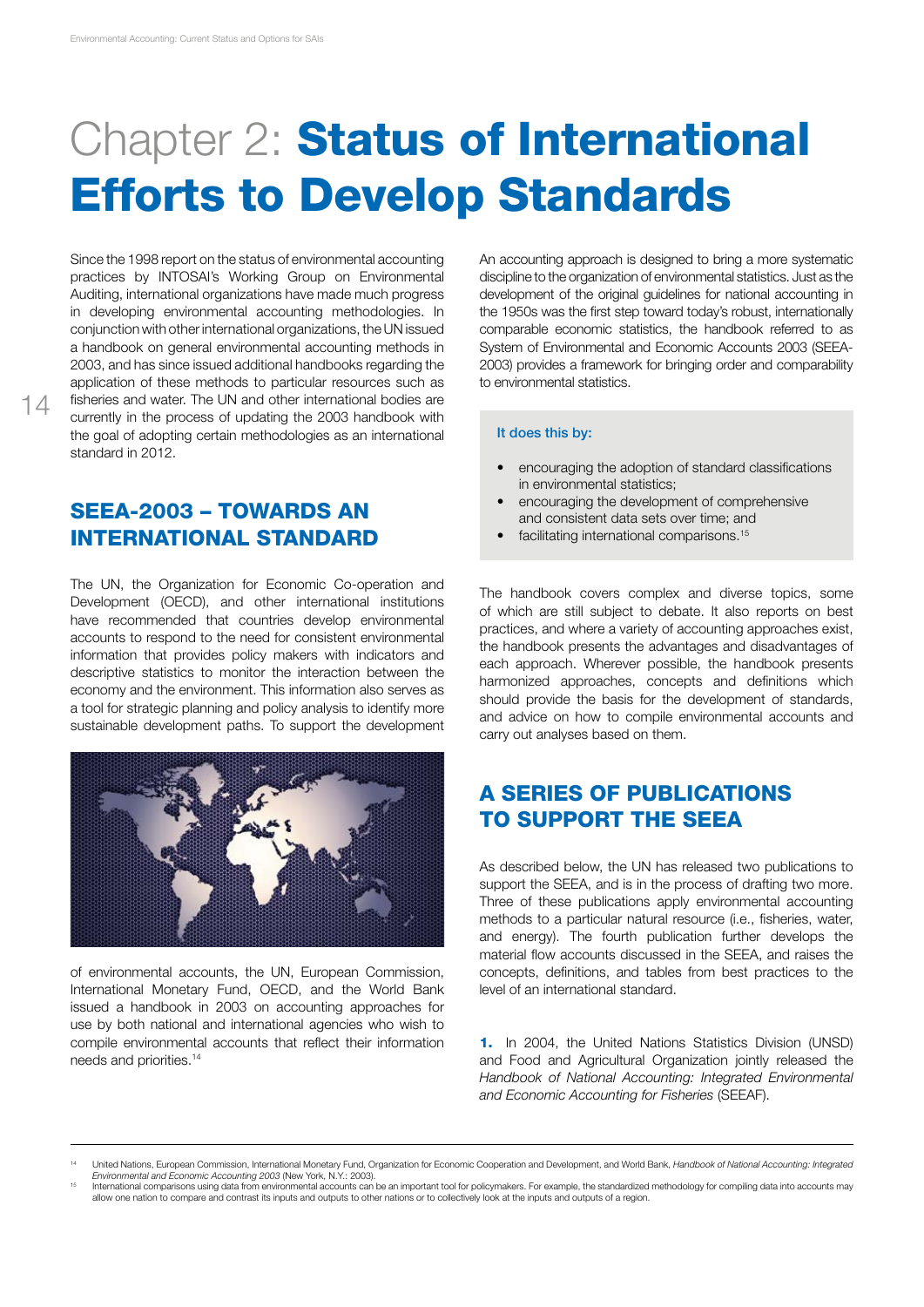# Chapter 2: **Status of International Efforts to Develop Standards**

Since the 1998 report on the status of environmental accounting practices by INTOSAI's Working Group on Environmental Auditing, international organizations have made much progress in developing environmental accounting methodologies. In conjunction with other international organizations, the UN issued a handbook on general environmental accounting methods in 2003, and has since issued additional handbooks regarding the application of these methods to particular resources such as fisheries and water. The UN and other international bodies are currently in the process of updating the 2003 handbook with the goal of adopting certain methodologies as an international standard in 2012.

## SEEA-2003 – TOWARDS AN INTERNATIONAL STANDARD

The UN, the Organization for Economic Co-operation and Development (OECD), and other international institutions have recommended that countries develop environmental accounts to respond to the need for consistent environmental information that provides policy makers with indicators and descriptive statistics to monitor the interaction between the economy and the environment. This information also serves as a tool for strategic planning and policy analysis to identify more sustainable development paths. To support the development of environmental accounts, the UN, European Commission, International Monetary Fund, OECD, and the World Bank issued a handbook in 2003 on accounting approaches for use by both national and international agencies who wish to compile environmental accounts that reflect their information needs and priorities.[14]

An accounting approach is designed to bring a more systematic discipline to the organization of environmental statistics. Just as the development of the original guidelines for national accounting in the 1950s was the first step toward today's robust, internationally comparable economic statistics, the handbook referred to as System of Environmental and Economic Accounts 2003 (SEEA-2003) provides a framework for bringing order and comparability to environmental statistics.

**It does this by:**

- encouraging the adoption of standard classifications in environmental statistics;
- encouraging the development of comprehensive and consistent data sets over time; and
- facilitating international comparisons.[15]

The handbook covers complex and diverse topics, some of which are still subject to debate. It also reports on best practices, and where a variety of accounting approaches exist, the handbook presents the advantages and disadvantages of each approach. Wherever possible, the handbook presents harmonized approaches, concepts and definitions which should provide the basis for the development of standards, and advice on how to compile environmental accounts and carry out analyses based on them.

## A SERIES OF PUBLICATIONS TO SUPPORT THE SEEA

As described below, the UN has released two publications to support the SEEA, and is in the process of drafting two more. Three of these publications apply environmental accounting methods to a particular natural resource (i.e., fisheries, water, and energy). The fourth publication further develops the material flow accounts discussed in the SEEA, and raises the concepts, definitions, and tables from best practices to the level of an international standard.

**1.** In 2004, the United Nations Statistics Division (UNSD) and Food and Agricultural Organization jointly released the *Handbook of National Accounting: Integrated Environmental and Economic Accounting for Fisheries* (SEEAF).

---

[14] United Nations, European Commission, International Monetary Fund, Organization for Economic Cooperation and Development, and World Bank, *Handbook of National Accounting: Integrated Environmental and Economic Accounting 2003* (New York, N.Y.: 2003).

[15] International comparisons using data from environmental accounts can be an important tool for policymakers. For example, the standardized methodology for compiling data into accounts may allow one nation to compare and contrast its inputs and outputs to other nations or to collectively look at the inputs and outputs of a region.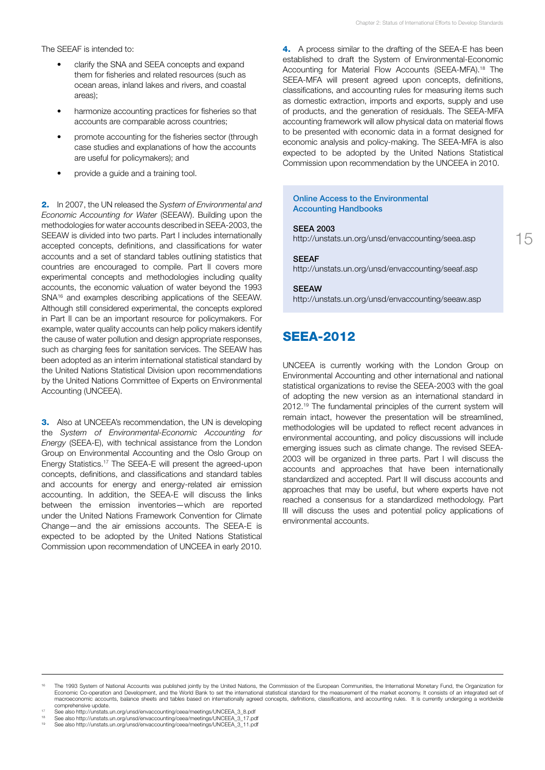The SEEAF is intended to:

- clarify the SNA and SEEA concepts and expand them for fisheries and related resources (such as ocean areas, inland lakes and rivers, and coastal areas);
- harmonize accounting practices for fisheries so that accounts are comparable across countries;
- promote accounting for the fisheries sector (through case studies and explanations of how the accounts are useful for policymakers); and
- provide a guide and a training tool.

**2.** In 2007, the UN released the *System of Environmental and Economic Accounting for Water* (SEEAW). Building upon the methodologies for water accounts described in SEEA-2003, the SEEAW is divided into two parts. Part I includes internationally accepted concepts, definitions, and classifications for water accounts and a set of standard tables outlining statistics that countries are encouraged to compile. Part II covers more experimental concepts and methodologies including quality accounts, the economic valuation of water beyond the 1993 SNA[16] and examples describing applications of the SEEAW. Although still considered experimental, the concepts explored in Part II can be an important resource for policymakers. For example, water quality accounts can help policy makers identify the cause of water pollution and design appropriate responses, such as charging fees for sanitation services. The SEEAW has been adopted as an interim international statistical standard by the United Nations Statistical Division upon recommendations by the United Nations Committee of Experts on Environmental Accounting (UNCEEA).

**3.** Also at UNCEEA's recommendation, the UN is developing the *System of Environmental-Economic Accounting for Energy* (SEEA-E), with technical assistance from the London Group on Environmental Accounting and the Oslo Group on Energy Statistics.[17] The SEEA-E will present the agreed-upon concepts, definitions, and classifications and standard tables and accounts for energy and energy-related air emission accounting. In addition, the SEEA-E will discuss the links between the emission inventories—which are reported under the United Nations Framework Convention for Climate Change—and the air emissions accounts. The SEEA-E is expected to be adopted by the United Nations Statistical Commission upon recommendation of UNCEEA in early 2010.

**4.** A process similar to the drafting of the SEEA-E has been established to draft the System of Environmental-Economic Accounting for Material Flow Accounts (SEEA-MFA).[18] The SEEA-MFA will present agreed upon concepts, definitions, classifications, and accounting rules for measuring items such as domestic extraction, imports and exports, supply and use of products, and the generation of residuals. The SEEA-MFA accounting framework will allow physical data on material flows to be presented with economic data in a format designed for economic analysis and policy-making. The SEEA-MFA is also expected to be adopted by the United Nations Statistical Commission upon recommendation by the UNCEEA in 2010.

> **Online Access to the Environmental Accounting Handbooks**
>
> **SEEA 2003**
> http://unstats.un.org/unsd/envaccounting/seea.asp
>
> **SEEAF**
> http://unstats.un.org/unsd/envaccounting/seeaf.asp
>
> **SEEAW**
> http://unstats.un.org/unsd/envaccounting/seeaw.asp

## SEEA-2012

UNCEEA is currently working with the London Group on Environmental Accounting and other international and national statistical organizations to revise the SEEA-2003 with the goal of adopting the new version as an international standard in 2012.[19] The fundamental principles of the current system will remain intact, however the presentation will be streamlined, methodologies will be updated to reflect recent advances in environmental accounting, and policy discussions will include emerging issues such as climate change. The revised SEEA-2003 will be organized in three parts. Part I will discuss the accounts and approaches that have been internationally standardized and accepted. Part II will discuss accounts and approaches that may be useful, but where experts have not reached a consensus for a standardized methodology. Part III will discuss the uses and potential policy applications of environmental accounts.

---

[16] The 1993 System of National Accounts was published jointly by the United Nations, the Commission of the European Communities, the International Monetary Fund, the Organization for Economic Co-operation and Development, and the World Bank to set the international statistical standard for the measurement of the market economy. It consists of an integrated set of macroeconomic accounts, balance sheets and tables based on internationally agreed concepts, definitions, classifications, and accounting rules. It is currently undergoing a worldwide comprehensive update.

[17] See also http://unstats.un.org/unsd/envaccounting/ceea/meetings/UNCEEA_3_8.pdf

[18] See also http://unstats.un.org/unsd/envaccounting/ceea/meetings/UNCEEA_3_17.pdf

[19] See also http://unstats.un.org/unsd/envaccounting/ceea/meetings/UNCEEA_3_11.pdf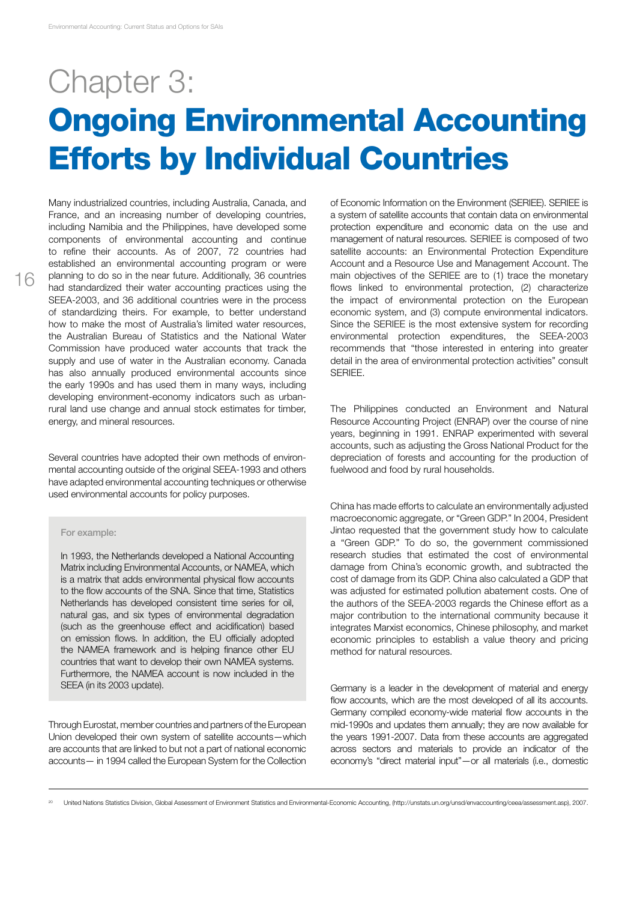# Chapter 3:
# Ongoing Environmental Accounting Efforts by Individual Countries

Many industrialized countries, including Australia, Canada, and France, and an increasing number of developing countries, including Namibia and the Philippines, have developed some components of environmental accounting and continue to refine their accounts. As of 2007, 72 countries had established an environmental accounting program or were planning to do so in the near future. Additionally, 36 countries had standardized their water accounting practices using the SEEA-2003, and 36 additional countries were in the process of standardizing theirs. For example, to better understand how to make the most of Australia's limited water resources, the Australian Bureau of Statistics and the National Water Commission have produced water accounts that track the supply and use of water in the Australian economy. Canada has also annually produced environmental accounts since the early 1990s and has used them in many ways, including developing environment-economy indicators such as urban-rural land use change and annual stock estimates for timber, energy, and mineral resources.

Several countries have adopted their own methods of environmental accounting outside of the original SEEA-1993 and others have adapted environmental accounting techniques or otherwise used environmental accounts for policy purposes.

> For example:
>
> In 1993, the Netherlands developed a National Accounting Matrix including Environmental Accounts, or NAMEA, which is a matrix that adds environmental physical flow accounts to the flow accounts of the SNA. Since that time, Statistics Netherlands has developed consistent time series for oil, natural gas, and six types of environmental degradation (such as the greenhouse effect and acidification) based on emission flows. In addition, the EU officially adopted the NAMEA framework and is helping finance other EU countries that want to develop their own NAMEA systems. Furthermore, the NAMEA account is now included in the SEEA (in its 2003 update).

Through Eurostat, member countries and partners of the European Union developed their own system of satellite accounts—which are accounts that are linked to but not a part of national economic accounts— in 1994 called the European System for the Collection of Economic Information on the Environment (SERIEE). SERIEE is a system of satellite accounts that contain data on environmental protection expenditure and economic data on the use and management of natural resources. SERIEE is composed of two satellite accounts: an Environmental Protection Expenditure Account and a Resource Use and Management Account. The main objectives of the SERIEE are to (1) trace the monetary flows linked to environmental protection, (2) characterize the impact of environmental protection on the European economic system, and (3) compute environmental indicators. Since the SERIEE is the most extensive system for recording environmental protection expenditures, the SEEA-2003 recommends that "those interested in entering into greater detail in the area of environmental protection activities" consult SERIEE.

The Philippines conducted an Environment and Natural Resource Accounting Project (ENRAP) over the course of nine years, beginning in 1991. ENRAP experimented with several accounts, such as adjusting the Gross National Product for the depreciation of forests and accounting for the production of fuelwood and food by rural households.

China has made efforts to calculate an environmentally adjusted macroeconomic aggregate, or "Green GDP." In 2004, President Jintao requested that the government study how to calculate a "Green GDP." To do so, the government commissioned research studies that estimated the cost of environmental damage from China's economic growth, and subtracted the cost of damage from its GDP. China also calculated a GDP that was adjusted for estimated pollution abatement costs. One of the authors of the SEEA-2003 regards the Chinese effort as a major contribution to the international community because it integrates Marxist economics, Chinese philosophy, and market economic principles to establish a value theory and pricing method for natural resources.

Germany is a leader in the development of material and energy flow accounts, which are the most developed of all its accounts. Germany compiled economy-wide material flow accounts in the mid-1990s and updates them annually; they are now available for the years 1991-2007. Data from these accounts are aggregated across sectors and materials to provide an indicator of the economy's "direct material input"—or all materials (i.e., domestic

[20] United Nations Statistics Division, Global Assessment of Environment Statistics and Environmental-Economic Accounting, (http://unstats.un.org/unsd/envaccounting/ceea/assessment.asp), 2007.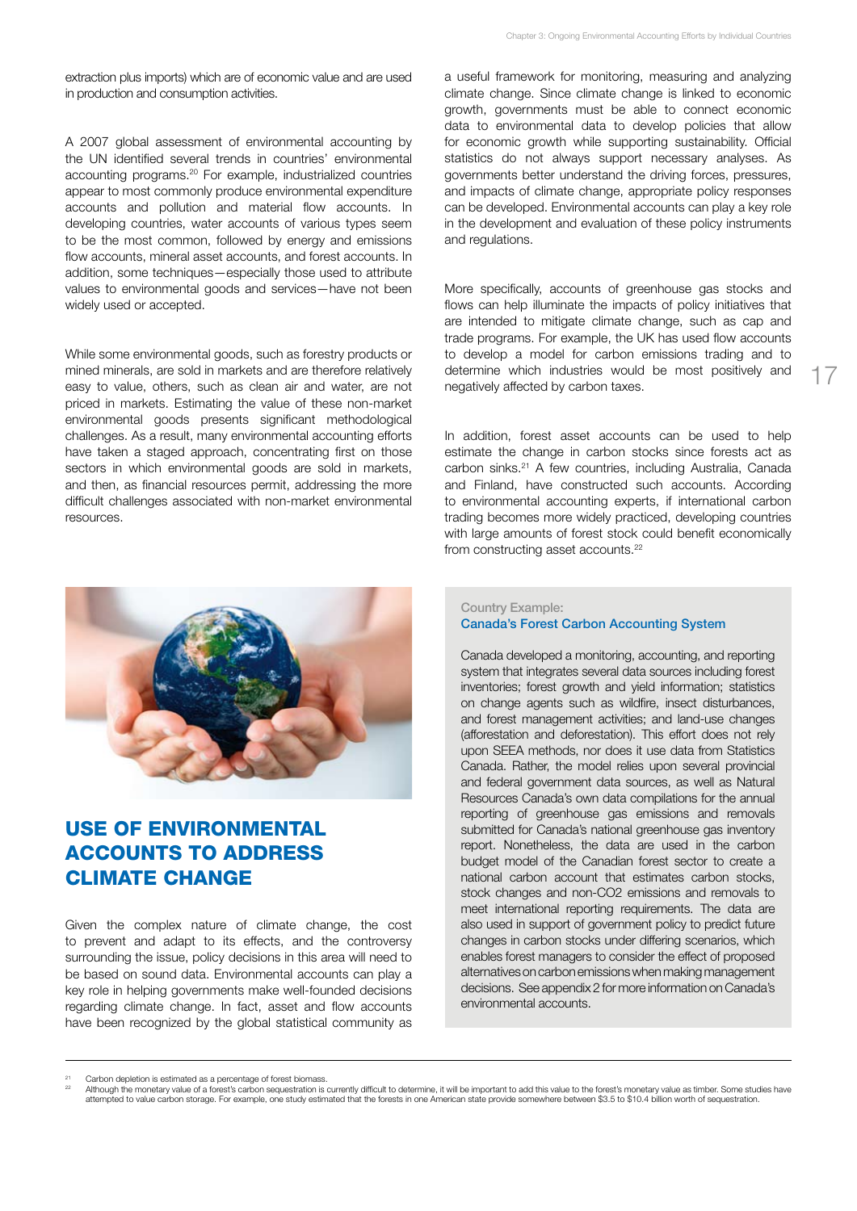extraction plus imports) which are of economic value and are used in production and consumption activities.

A 2007 global assessment of environmental accounting by the UN identified several trends in countries' environmental accounting programs.[20] For example, industrialized countries appear to most commonly produce environmental expenditure accounts and pollution and material flow accounts. In developing countries, water accounts of various types seem to be the most common, followed by energy and emissions flow accounts, mineral asset accounts, and forest accounts. In addition, some techniques—especially those used to attribute values to environmental goods and services—have not been widely used or accepted.

While some environmental goods, such as forestry products or mined minerals, are sold in markets and are therefore relatively easy to value, others, such as clean air and water, are not priced in markets. Estimating the value of these non-market environmental goods presents significant methodological challenges. As a result, many environmental accounting efforts have taken a staged approach, concentrating first on those sectors in which environmental goods are sold in markets, and then, as financial resources permit, addressing the more difficult challenges associated with non-market environmental resources.

## USE OF ENVIRONMENTAL ACCOUNTS TO ADDRESS CLIMATE CHANGE

Given the complex nature of climate change, the cost to prevent and adapt to its effects, and the controversy surrounding the issue, policy decisions in this area will need to be based on sound data. Environmental accounts can play a key role in helping governments make well-founded decisions regarding climate change. In fact, asset and flow accounts have been recognized by the global statistical community as a useful framework for monitoring, measuring and analyzing climate change. Since climate change is linked to economic growth, governments must be able to connect economic data to environmental data to develop policies that allow for economic growth while supporting sustainability. Official statistics do not always support necessary analyses. As governments better understand the driving forces, pressures, and impacts of climate change, appropriate policy responses can be developed. Environmental accounts can play a key role in the development and evaluation of these policy instruments and regulations.

More specifically, accounts of greenhouse gas stocks and flows can help illuminate the impacts of policy initiatives that are intended to mitigate climate change, such as cap and trade programs. For example, the UK has used flow accounts to develop a model for carbon emissions trading and to determine which industries would be most positively and negatively affected by carbon taxes.

In addition, forest asset accounts can be used to help estimate the change in carbon stocks since forests act as carbon sinks.[21] A few countries, including Australia, Canada and Finland, have constructed such accounts. According to environmental accounting experts, if international carbon trading becomes more widely practiced, developing countries with large amounts of forest stock could benefit economically from constructing asset accounts.[22]

Country Example:
**Canada's Forest Carbon Accounting System**

Canada developed a monitoring, accounting, and reporting system that integrates several data sources including forest inventories; forest growth and yield information; statistics on change agents such as wildfire, insect disturbances, and forest management activities; and land-use changes (afforestation and deforestation). This effort does not rely upon SEEA methods, nor does it use data from Statistics Canada. Rather, the model relies upon several provincial and federal government data sources, as well as Natural Resources Canada's own data compilations for the annual reporting of greenhouse gas emissions and removals submitted for Canada's national greenhouse gas inventory report. Nonetheless, the data are used in the carbon budget model of the Canadian forest sector to create a national carbon account that estimates carbon stocks, stock changes and non-$CO_2$ emissions and removals to meet international reporting requirements. The data are also used in support of government policy to predict future changes in carbon stocks under differing scenarios, which enables forest managers to consider the effect of proposed alternatives on carbon emissions when making management decisions. See appendix 2 for more information on Canada's environmental accounts.

---

[21] Carbon depletion is estimated as a percentage of forest biomass.

[22] Although the monetary value of a forest's carbon sequestration is currently difficult to determine, it will be important to add this value to the forest's monetary value as timber. Some studies have attempted to value carbon storage. For example, one study estimated that the forests in one American state provide somewhere between $3.5 to $10.4 billion worth of sequestration.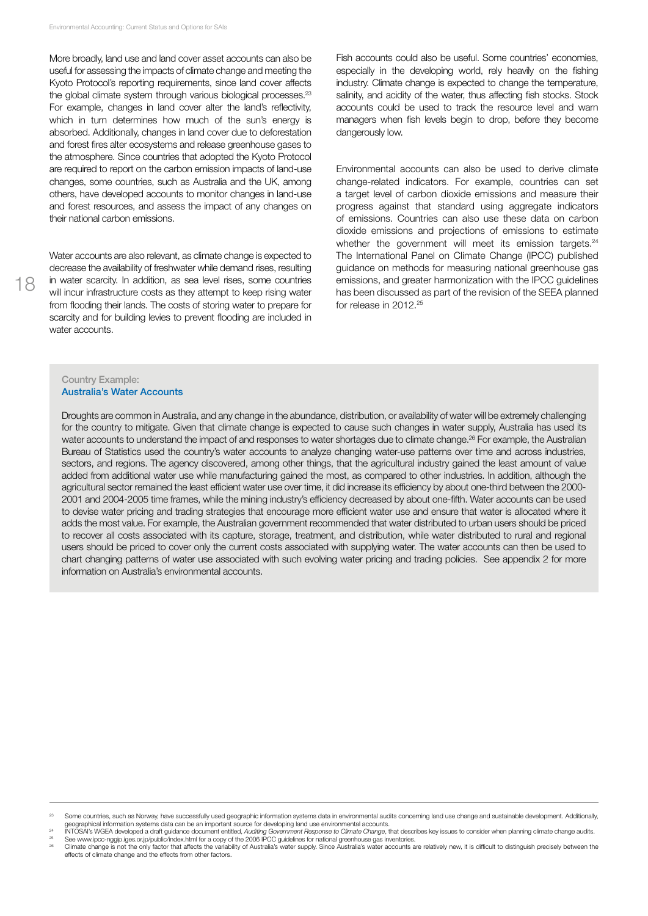More broadly, land use and land cover asset accounts can also be useful for assessing the impacts of climate change and meeting the Kyoto Protocol's reporting requirements, since land cover affects the global climate system through various biological processes.[23] For example, changes in land cover alter the land's reflectivity, which in turn determines how much of the sun's energy is absorbed. Additionally, changes in land cover due to deforestation and forest fires alter ecosystems and release greenhouse gases to the atmosphere. Since countries that adopted the Kyoto Protocol are required to report on the carbon emission impacts of land-use changes, some countries, such as Australia and the UK, among others, have developed accounts to monitor changes in land-use and forest resources, and assess the impact of any changes on their national carbon emissions.

Water accounts are also relevant, as climate change is expected to decrease the availability of freshwater while demand rises, resulting in water scarcity. In addition, as sea level rises, some countries will incur infrastructure costs as they attempt to keep rising water from flooding their lands. The costs of storing water to prepare for scarcity and for building levies to prevent flooding are included in water accounts.

Fish accounts could also be useful. Some countries' economies, especially in the developing world, rely heavily on the fishing industry. Climate change is expected to change the temperature, salinity, and acidity of the water, thus affecting fish stocks. Stock accounts could be used to track the resource level and warn managers when fish levels begin to drop, before they become dangerously low.

Environmental accounts can also be used to derive climate change-related indicators. For example, countries can set a target level of carbon dioxide emissions and measure their progress against that standard using aggregate indicators of emissions. Countries can also use these data on carbon dioxide emissions and projections of emissions to estimate whether the government will meet its emission targets.[24] The International Panel on Climate Change (IPCC) published guidance on methods for measuring national greenhouse gas emissions, and greater harmonization with the IPCC guidelines has been discussed as part of the revision of the SEEA planned for release in 2012.[25]

Country Example:
**Australia's Water Accounts**

Droughts are common in Australia, and any change in the abundance, distribution, or availability of water will be extremely challenging for the country to mitigate. Given that climate change is expected to cause such changes in water supply, Australia has used its water accounts to understand the impact of and responses to water shortages due to climate change.[26] For example, the Australian Bureau of Statistics used the country's water accounts to analyze changing water-use patterns over time and across industries, sectors, and regions. The agency discovered, among other things, that the agricultural industry gained the least amount of value added from additional water use while manufacturing gained the most, as compared to other industries. In addition, although the agricultural sector remained the least efficient water use over time, it did increase its efficiency by about one-third between the 2000-2001 and 2004-2005 time frames, while the mining industry's efficiency decreased by about one-fifth. Water accounts can be used to devise water pricing and trading strategies that encourage more efficient water use and ensure that water is allocated where it adds the most value. For example, the Australian government recommended that water distributed to urban users should be priced to recover all costs associated with its capture, storage, treatment, and distribution, while water distributed to rural and regional users should be priced to cover only the current costs associated with supplying water. The water accounts can then be used to chart changing patterns of water use associated with such evolving water pricing and trading policies. See appendix 2 for more information on Australia's environmental accounts.

---

[23] Some countries, such as Norway, have successfully used geographic information systems data in environmental audits concerning land use change and sustainable development. Additionally, geographical information systems data can be an important source for developing land use environmental accounts.

[24] INTOSAI's WGEA developed a draft guidance document entitled, *Auditing Government Response to Climate Change*, that describes key issues to consider when planning climate change audits.

[25] See www.ipcc-nggip.iges.or.jp/public/index.html for a copy of the 2006 IPCC guidelines for national greenhouse gas inventories.

[26] Climate change is not the only factor that affects the variability of Australia's water supply. Since Australia's water accounts are relatively new, it is difficult to distinguish precisely between the effects of climate change and the effects from other factors.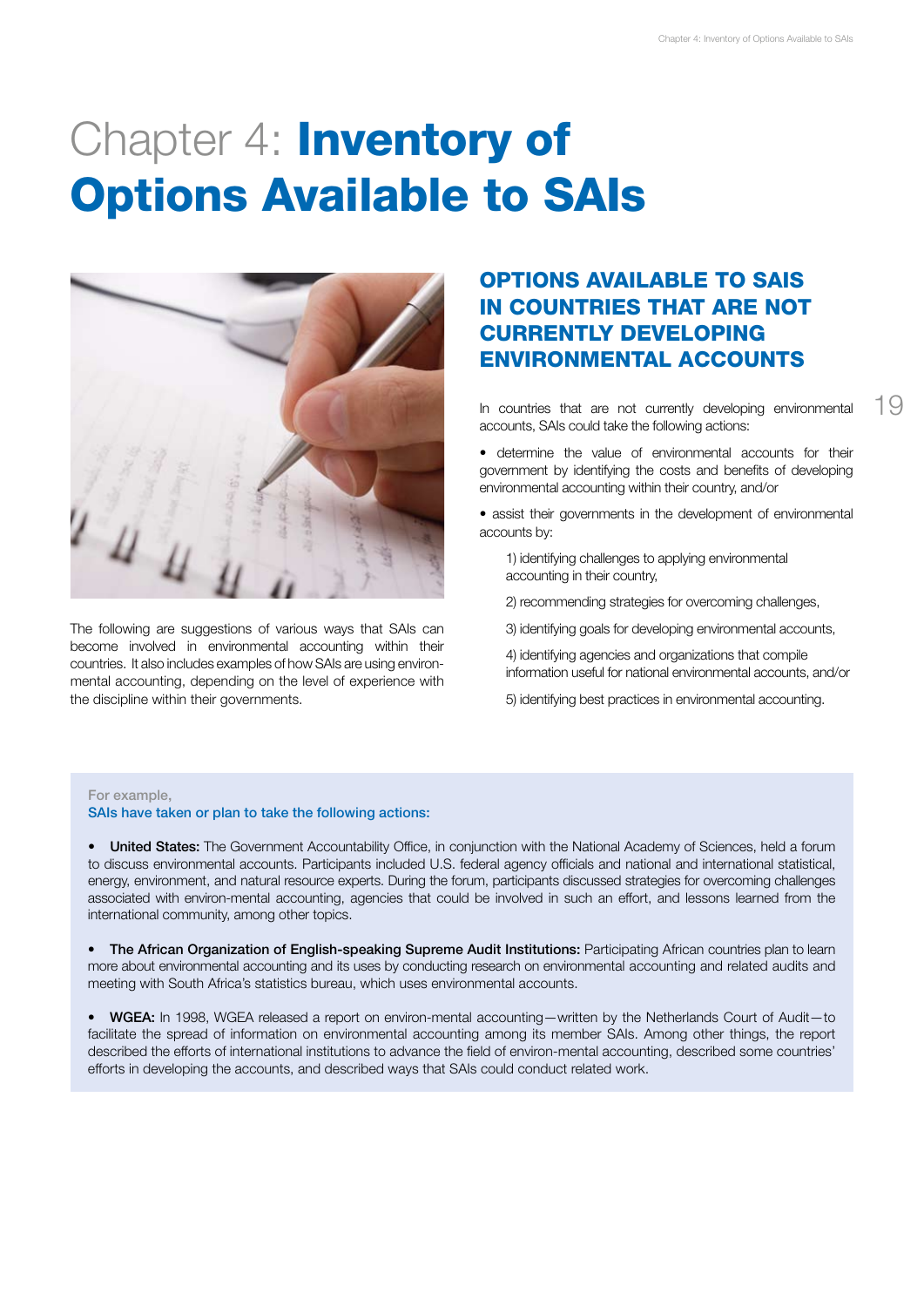# Chapter 4: **Inventory of Options Available to SAIs**

The following are suggestions of various ways that SAIs can become involved in environmental accounting within their countries. It also includes examples of how SAIs are using environmental accounting, depending on the level of experience with the discipline within their governments.

## OPTIONS AVAILABLE TO SAIS IN COUNTRIES THAT ARE NOT CURRENTLY DEVELOPING ENVIRONMENTAL ACCOUNTS

In countries that are not currently developing environmental accounts, SAIs could take the following actions:

- determine the value of environmental accounts for their government by identifying the costs and benefits of developing environmental accounting within their country, and/or
- assist their governments in the development of environmental accounts by:

  1) identifying challenges to applying environmental accounting in their country,

  2) recommending strategies for overcoming challenges,

  3) identifying goals for developing environmental accounts,

  4) identifying agencies and organizations that compile information useful for national environmental accounts, and/or

  5) identifying best practices in environmental accounting.

For example,
SAIs have taken or plan to take the following actions:

- **United States:** The Government Accountability Office, in conjunction with the National Academy of Sciences, held a forum to discuss environmental accounts. Participants included U.S. federal agency officials and national and international statistical, energy, environment, and natural resource experts. During the forum, participants discussed strategies for overcoming challenges associated with environ-mental accounting, agencies that could be involved in such an effort, and lessons learned from the international community, among other topics.

- **The African Organization of English-speaking Supreme Audit Institutions:** Participating African countries plan to learn more about environmental accounting and its uses by conducting research on environmental accounting and related audits and meeting with South Africa's statistics bureau, which uses environmental accounts.

- **WGEA:** In 1998, WGEA released a report on environ-mental accounting—written by the Netherlands Court of Audit—to facilitate the spread of information on environmental accounting among its member SAIs. Among other things, the report described the efforts of international institutions to advance the field of environ-mental accounting, described some countries' efforts in developing the accounts, and described ways that SAIs could conduct related work.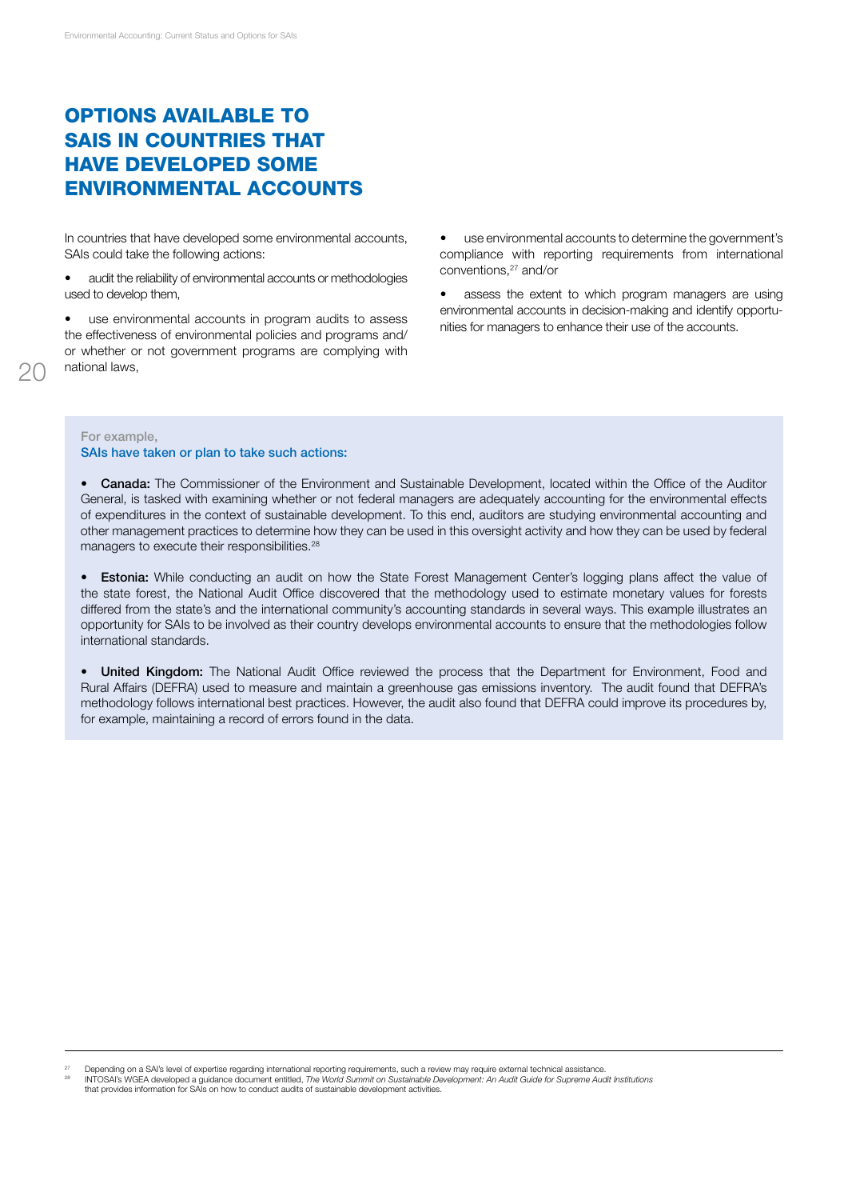# OPTIONS AVAILABLE TO SAIS IN COUNTRIES THAT HAVE DEVELOPED SOME ENVIRONMENTAL ACCOUNTS

In countries that have developed some environmental accounts, SAIs could take the following actions:

- audit the reliability of environmental accounts or methodologies used to develop them,
- use environmental accounts in program audits to assess the effectiveness of environmental policies and programs and/or whether or not government programs are complying with national laws,
- use environmental accounts to determine the government's compliance with reporting requirements from international conventions,[27] and/or
- assess the extent to which program managers are using environmental accounts in decision-making and identify opportunities for managers to enhance their use of the accounts.

For example,
SAIs have taken or plan to take such actions:

- **Canada:** The Commissioner of the Environment and Sustainable Development, located within the Office of the Auditor General, is tasked with examining whether or not federal managers are adequately accounting for the environmental effects of expenditures in the context of sustainable development. To this end, auditors are studying environmental accounting and other management practices to determine how they can be used in this oversight activity and how they can be used by federal managers to execute their responsibilities.[28]
- **Estonia:** While conducting an audit on how the State Forest Management Center's logging plans affect the value of the state forest, the National Audit Office discovered that the methodology used to estimate monetary values for forests differed from the state's and the international community's accounting standards in several ways. This example illustrates an opportunity for SAIs to be involved as their country develops environmental accounts to ensure that the methodologies follow international standards.
- **United Kingdom:** The National Audit Office reviewed the process that the Department for Environment, Food and Rural Affairs (DEFRA) used to measure and maintain a greenhouse gas emissions inventory. The audit found that DEFRA's methodology follows international best practices. However, the audit also found that DEFRA could improve its procedures by, for example, maintaining a record of errors found in the data.

---

[27] Depending on a SAI's level of expertise regarding international reporting requirements, such a review may require external technical assistance.

[28] INTOSAI's WGEA developed a guidance document entitled, *The World Summit on Sustainable Development: An Audit Guide for Supreme Audit Institutions* that provides information for SAIs on how to conduct audits of sustainable development activities.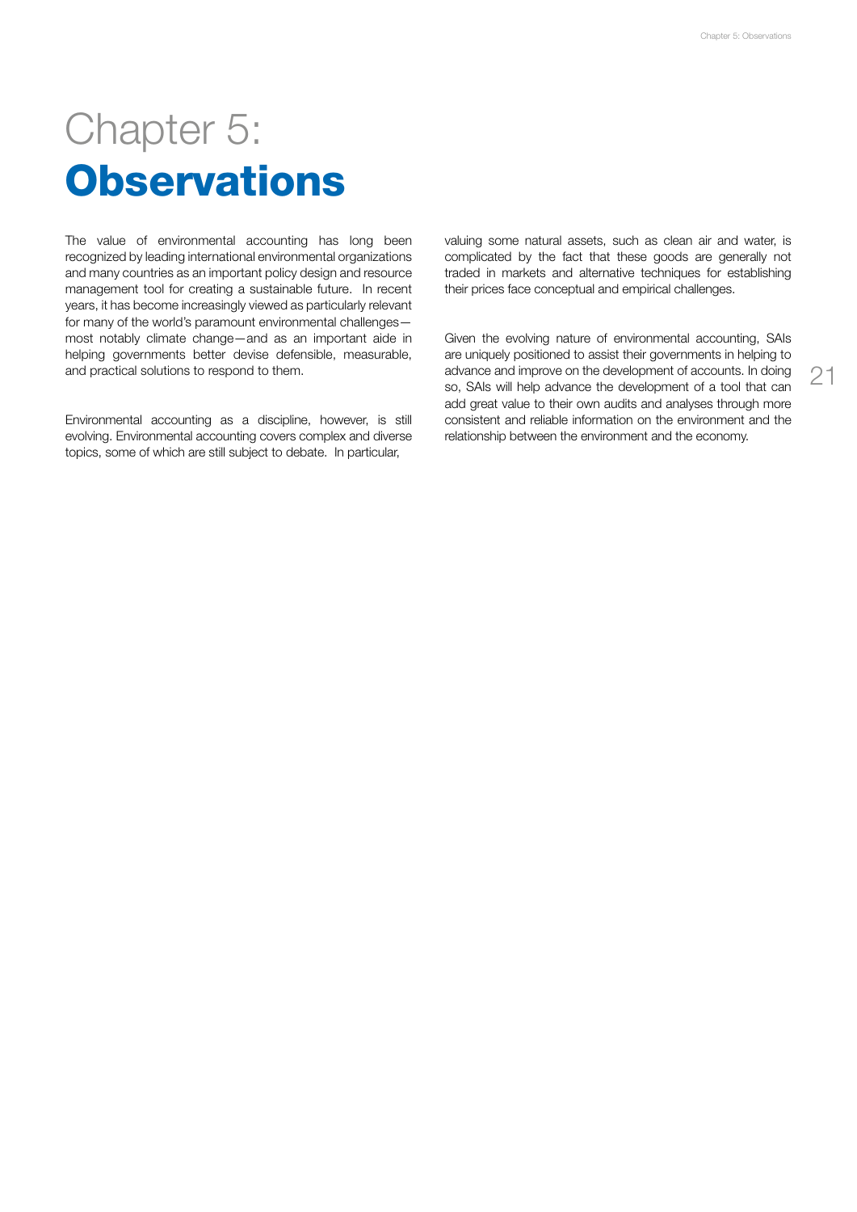# Chapter 5: **Observations**

The value of environmental accounting has long been recognized by leading international environmental organizations and many countries as an important policy design and resource management tool for creating a sustainable future. In recent years, it has become increasingly viewed as particularly relevant for many of the world's paramount environmental challenges—most notably climate change—and as an important aide in helping governments better devise defensible, measurable, and practical solutions to respond to them.

Environmental accounting as a discipline, however, is still evolving. Environmental accounting covers complex and diverse topics, some of which are still subject to debate. In particular, valuing some natural assets, such as clean air and water, is complicated by the fact that these goods are generally not traded in markets and alternative techniques for establishing their prices face conceptual and empirical challenges.

Given the evolving nature of environmental accounting, SAIs are uniquely positioned to assist their governments in helping to advance and improve on the development of accounts. In doing so, SAIs will help advance the development of a tool that can add great value to their own audits and analyses through more consistent and reliable information on the environment and the relationship between the environment and the economy.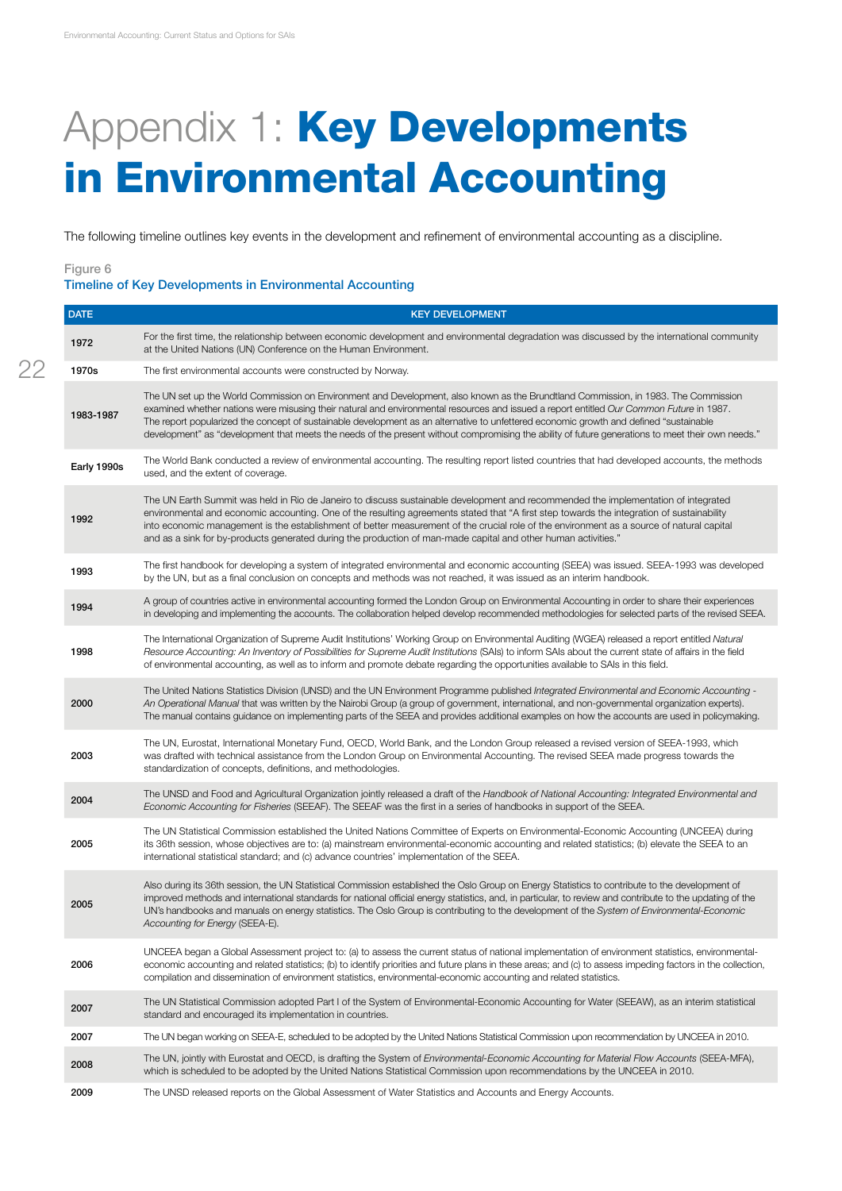# Appendix 1: **Key Developments in Environmental Accounting**

The following timeline outlines key events in the development and refinement of environmental accounting as a discipline.

Figure 6

Timeline of Key Developments in Environmental Accounting

| DATE | KEY DEVELOPMENT |
| --- | --- |
| 1972 | For the first time, the relationship between economic development and environmental degradation was discussed by the international community at the United Nations (UN) Conference on the Human Environment. |
| 1970s | The first environmental accounts were constructed by Norway. |
| 1983-1987 | The UN set up the World Commission on Environment and Development, also known as the Brundtland Commission, in 1983. The Commission examined whether nations were misusing their natural and environmental resources and issued a report entitled *Our Common Future* in 1987. The report popularized the concept of sustainable development as an alternative to unfettered economic growth and defined "sustainable development" as "development that meets the needs of the present without compromising the ability of future generations to meet their own needs." |
| Early 1990s | The World Bank conducted a review of environmental accounting. The resulting report listed countries that had developed accounts, the methods used, and the extent of coverage. |
| 1992 | The UN Earth Summit was held in Rio de Janeiro to discuss sustainable development and recommended the implementation of integrated environmental and economic accounting. One of the resulting agreements stated that "A first step towards the integration of sustainability into economic management is the establishment of better measurement of the crucial role of the environment as a source of natural capital and as a sink for by-products generated during the production of man-made capital and other human activities." |
| 1993 | The first handbook for developing a system of integrated environmental and economic accounting (SEEA) was issued. SEEA-1993 was developed by the UN, but as a final conclusion on concepts and methods was not reached, it was issued as an interim handbook. |
| 1994 | A group of countries active in environmental accounting formed the London Group on Environmental Accounting in order to share their experiences in developing and implementing the accounts. The collaboration helped develop recommended methodologies for selected parts of the revised SEEA. |
| 1998 | The International Organization of Supreme Audit Institutions' Working Group on Environmental Auditing (WGEA) released a report entitled *Natural Resource Accounting: An Inventory of Possibilities for Supreme Audit Institutions* (SAIs) to inform SAIs about the current state of affairs in the field of environmental accounting, as well as to inform and promote debate regarding the opportunities available to SAIs in this field. |
| 2000 | The United Nations Statistics Division (UNSD) and the UN Environment Programme published *Integrated Environmental and Economic Accounting - An Operational Manual* that was written by the Nairobi Group (a group of government, international, and non-governmental organization experts). The manual contains guidance on implementing parts of the SEEA and provides additional examples on how the accounts are used in policymaking. |
| 2003 | The UN, Eurostat, International Monetary Fund, OECD, World Bank, and the London Group released a revised version of SEEA-1993, which was drafted with technical assistance from the London Group on Environmental Accounting. The revised SEEA made progress towards the standardization of concepts, definitions, and methodologies. |
| 2004 | The UNSD and Food and Agricultural Organization jointly released a draft of the *Handbook of National Accounting: Integrated Environmental and Economic Accounting for Fisheries* (SEEAF). The SEEAF was the first in a series of handbooks in support of the SEEA. |
| 2005 | The UN Statistical Commission established the United Nations Committee of Experts on Environmental-Economic Accounting (UNCEEA) during its 36th session, whose objectives are to: (a) mainstream environmental-economic accounting and related statistics; (b) elevate the SEEA to an international statistical standard; and (c) advance countries' implementation of the SEEA. |
| 2005 | Also during its 36th session, the UN Statistical Commission established the Oslo Group on Energy Statistics to contribute to the development of improved methods and international standards for national official energy statistics, and, in particular, to review and contribute to the updating of the UN's handbooks and manuals on energy statistics. The Oslo Group is contributing to the development of the *System of Environmental-Economic Accounting for Energy* (SEEA-E). |
| 2006 | UNCEEA began a Global Assessment project to: (a) to assess the current status of national implementation of environment statistics, environmental-economic accounting and related statistics; (b) to identify priorities and future plans in these areas; and (c) to assess impeding factors in the collection, compilation and dissemination of environment statistics, environmental-economic accounting and related statistics. |
| 2007 | The UN Statistical Commission adopted Part I of the System of Environmental-Economic Accounting for Water (SEEAW), as an interim statistical standard and encouraged its implementation in countries. |
| 2007 | The UN began working on SEEA-E, scheduled to be adopted by the United Nations Statistical Commission upon recommendation by UNCEEA in 2010. |
| 2008 | The UN, jointly with Eurostat and OECD, is drafting the System of *Environmental-Economic Accounting for Material Flow Accounts* (SEEA-MFA), which is scheduled to be adopted by the United Nations Statistical Commission upon recommendations by the UNCEEA in 2010. |
| 2009 | The UNSD released reports on the Global Assessment of Water Statistics and Accounts and Energy Accounts. |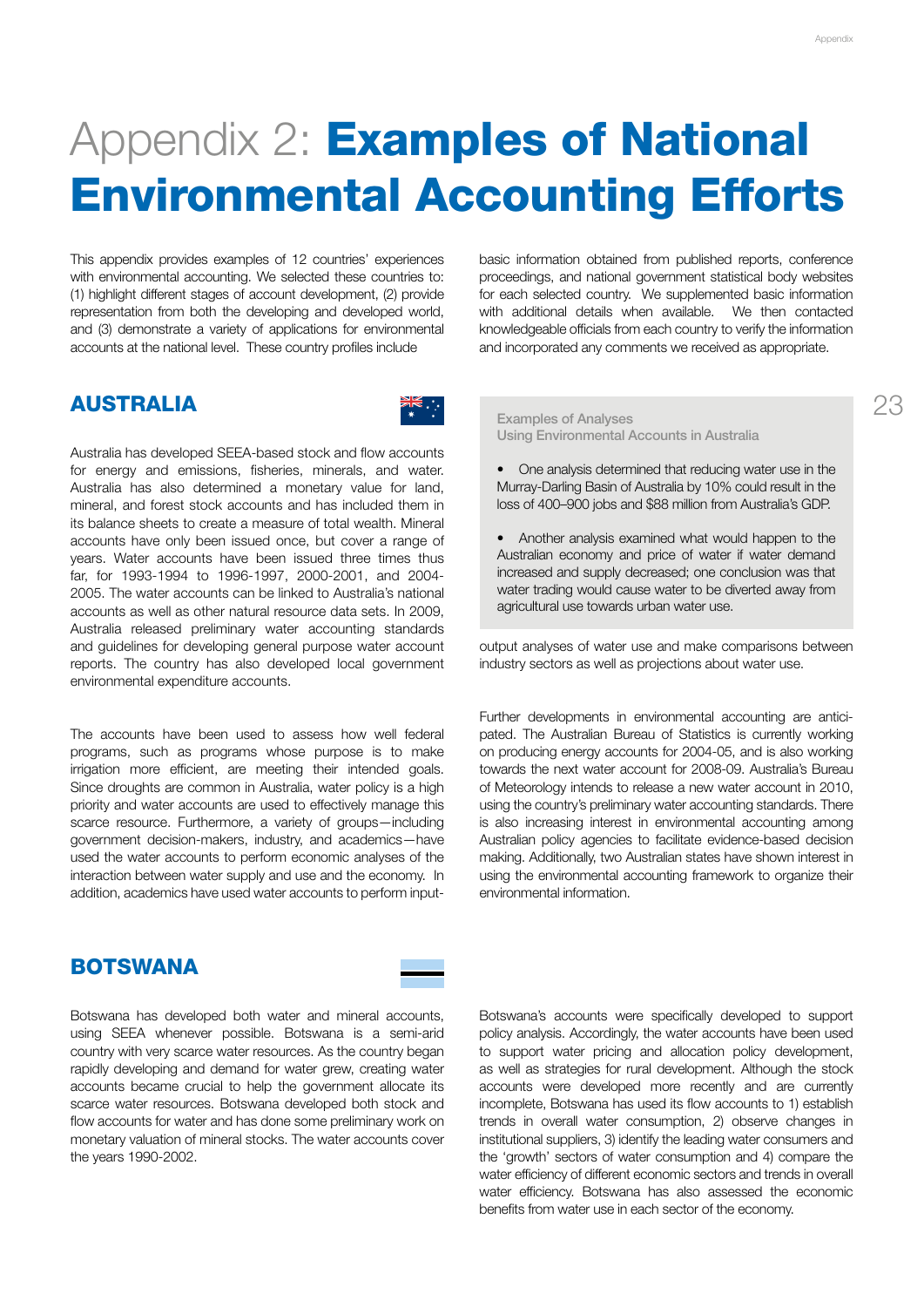# Appendix 2: **Examples of National Environmental Accounting Efforts**

This appendix provides examples of 12 countries' experiences with environmental accounting. We selected these countries to: (1) highlight different stages of account development, (2) provide representation from both the developing and developed world, and (3) demonstrate a variety of applications for environmental accounts at the national level. These country profiles include basic information obtained from published reports, conference proceedings, and national government statistical body websites for each selected country. We supplemented basic information with additional details when available. We then contacted knowledgeable officials from each country to verify the information and incorporated any comments we received as appropriate.

## AUSTRALIA

Australia has developed SEEA-based stock and flow accounts for energy and emissions, fisheries, minerals, and water. Australia has also determined a monetary value for land, mineral, and forest stock accounts and has included them in its balance sheets to create a measure of total wealth. Mineral accounts have only been issued once, but cover a range of years. Water accounts have been issued three times thus far, for 1993-1994 to 1996-1997, 2000-2001, and 2004-2005. The water accounts can be linked to Australia's national accounts as well as other natural resource data sets. In 2009, Australia released preliminary water accounting standards and guidelines for developing general purpose water account reports. The country has also developed local government environmental expenditure accounts.

The accounts have been used to assess how well federal programs, such as programs whose purpose is to make irrigation more efficient, are meeting their intended goals. Since droughts are common in Australia, water policy is a high priority and water accounts are used to effectively manage this scarce resource. Furthermore, a variety of groups—including government decision-makers, industry, and academics—have used the water accounts to perform economic analyses of the interaction between water supply and use and the economy. In addition, academics have used water accounts to perform input-output analyses of water use and make comparisons between industry sectors as well as projections about water use.

> Examples of Analyses Using Environmental Accounts in Australia
>
> - One analysis determined that reducing water use in the Murray-Darling Basin of Australia by 10% could result in the loss of 400–900 jobs and $88 million from Australia's GDP.
> - Another analysis examined what would happen to the Australian economy and price of water if water demand increased and supply decreased; one conclusion was that water trading would cause water to be diverted away from agricultural use towards urban water use.

Further developments in environmental accounting are anticipated. The Australian Bureau of Statistics is currently working on producing energy accounts for 2004-05, and is also working towards the next water account for 2008-09. Australia's Bureau of Meteorology intends to release a new water account in 2010, using the country's preliminary water accounting standards. There is also increasing interest in environmental accounting among Australian policy agencies to facilitate evidence-based decision making. Additionally, two Australian states have shown interest in using the environmental accounting framework to organize their environmental information.

## BOTSWANA

Botswana has developed both water and mineral accounts, using SEEA whenever possible. Botswana is a semi-arid country with very scarce water resources. As the country began rapidly developing and demand for water grew, creating water accounts became crucial to help the government allocate its scarce water resources. Botswana developed both stock and flow accounts for water and has done some preliminary work on monetary valuation of mineral stocks. The water accounts cover the years 1990-2002.

Botswana's accounts were specifically developed to support policy analysis. Accordingly, the water accounts have been used to support water pricing and allocation policy development, as well as strategies for rural development. Although the stock accounts were developed more recently and are currently incomplete, Botswana has used its flow accounts to 1) establish trends in overall water consumption, 2) observe changes in institutional suppliers, 3) identify the leading water consumers and the 'growth' sectors of water consumption and 4) compare the water efficiency of different economic sectors and trends in overall water efficiency. Botswana has also assessed the economic benefits from water use in each sector of the economy.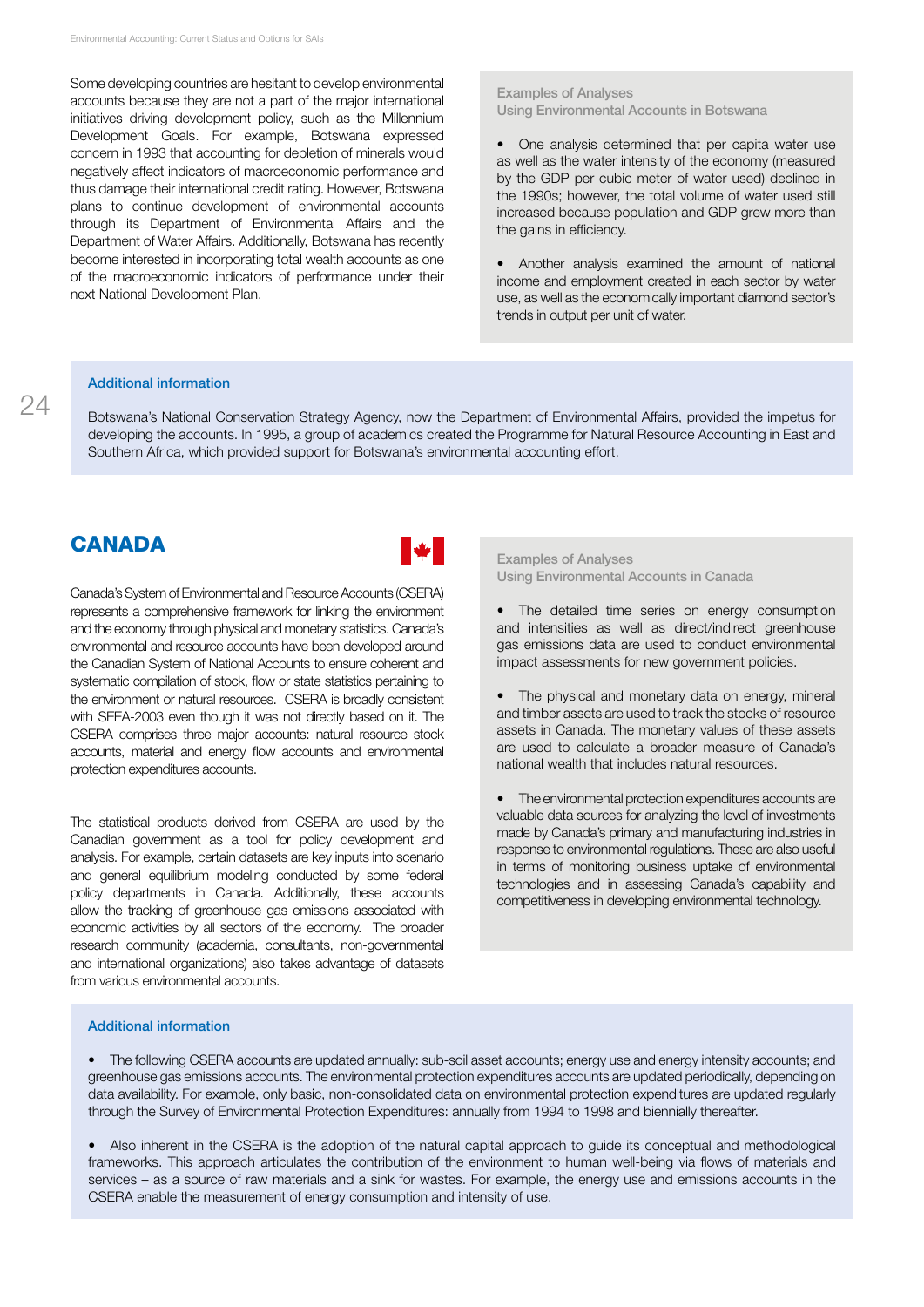Some developing countries are hesitant to develop environmental accounts because they are not a part of the major international initiatives driving development policy, such as the Millennium Development Goals. For example, Botswana expressed concern in 1993 that accounting for depletion of minerals would negatively affect indicators of macroeconomic performance and thus damage their international credit rating. However, Botswana plans to continue development of environmental accounts through its Department of Environmental Affairs and the Department of Water Affairs. Additionally, Botswana has recently become interested in incorporating total wealth accounts as one of the macroeconomic indicators of performance under their next National Development Plan.

**Examples of Analyses Using Environmental Accounts in Botswana**

- One analysis determined that per capita water use as well as the water intensity of the economy (measured by the GDP per cubic meter of water used) declined in the 1990s; however, the total volume of water used still increased because population and GDP grew more than the gains in efficiency.
- Another analysis examined the amount of national income and employment created in each sector by water use, as well as the economically important diamond sector's trends in output per unit of water.

**Additional information**

Botswana's National Conservation Strategy Agency, now the Department of Environmental Affairs, provided the impetus for developing the accounts. In 1995, a group of academics created the Programme for Natural Resource Accounting in East and Southern Africa, which provided support for Botswana's environmental accounting effort.

## CANADA

Canada's System of Environmental and Resource Accounts (CSERA) represents a comprehensive framework for linking the environment and the economy through physical and monetary statistics. Canada's environmental and resource accounts have been developed around the Canadian System of National Accounts to ensure coherent and systematic compilation of stock, flow or state statistics pertaining to the environment or natural resources. CSERA is broadly consistent with SEEA-2003 even though it was not directly based on it. The CSERA comprises three major accounts: natural resource stock accounts, material and energy flow accounts and environmental protection expenditures accounts.

The statistical products derived from CSERA are used by the Canadian government as a tool for policy development and analysis. For example, certain datasets are key inputs into scenario and general equilibrium modeling conducted by some federal policy departments in Canada. Additionally, these accounts allow the tracking of greenhouse gas emissions associated with economic activities by all sectors of the economy. The broader research community (academia, consultants, non-governmental and international organizations) also takes advantage of datasets from various environmental accounts.

**Examples of Analyses Using Environmental Accounts in Canada**

- The detailed time series on energy consumption and intensities as well as direct/indirect greenhouse gas emissions data are used to conduct environmental impact assessments for new government policies.
- The physical and monetary data on energy, mineral and timber assets are used to track the stocks of resource assets in Canada. The monetary values of these assets are used to calculate a broader measure of Canada's national wealth that includes natural resources.
- The environmental protection expenditures accounts are valuable data sources for analyzing the level of investments made by Canada's primary and manufacturing industries in response to environmental regulations. These are also useful in terms of monitoring business uptake of environmental technologies and in assessing Canada's capability and competitiveness in developing environmental technology.

**Additional information**

- The following CSERA accounts are updated annually: sub-soil asset accounts; energy use and energy intensity accounts; and greenhouse gas emissions accounts. The environmental protection expenditures accounts are updated periodically, depending on data availability. For example, only basic, non-consolidated data on environmental protection expenditures are updated regularly through the Survey of Environmental Protection Expenditures: annually from 1994 to 1998 and biennially thereafter.
- Also inherent in the CSERA is the adoption of the natural capital approach to guide its conceptual and methodological frameworks. This approach articulates the contribution of the environment to human well-being via flows of materials and services – as a source of raw materials and a sink for wastes. For example, the energy use and emissions accounts in the CSERA enable the measurement of energy consumption and intensity of use.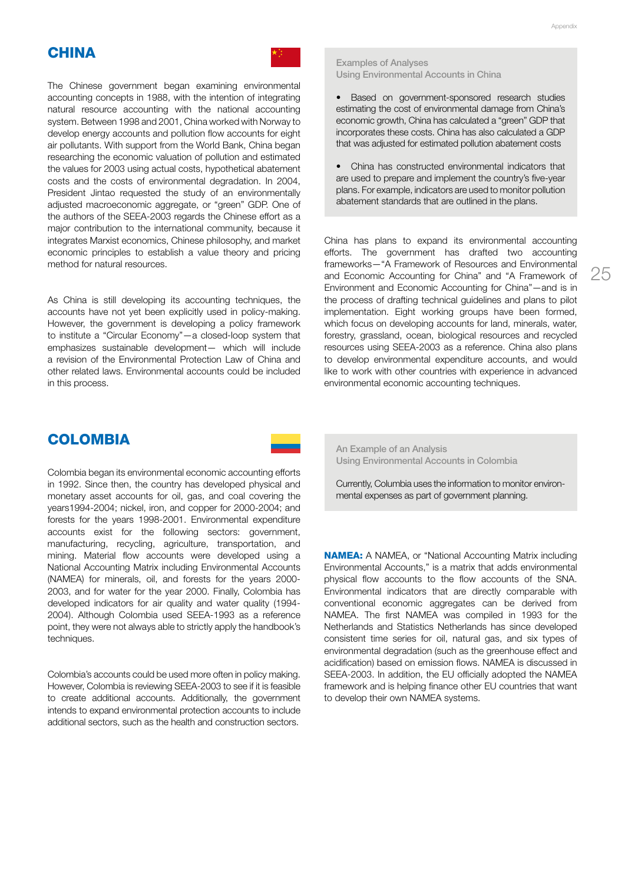## CHINA

The Chinese government began examining environmental accounting concepts in 1988, with the intention of integrating natural resource accounting with the national accounting system. Between 1998 and 2001, China worked with Norway to develop energy accounts and pollution flow accounts for eight air pollutants. With support from the World Bank, China began researching the economic valuation of pollution and estimated the values for 2003 using actual costs, hypothetical abatement costs and the costs of environmental degradation. In 2004, President Jintao requested the study of an environmentally adjusted macroeconomic aggregate, or "green" GDP. One of the authors of the SEEA-2003 regards the Chinese effort as a major contribution to the international community, because it integrates Marxist economics, Chinese philosophy, and market economic principles to establish a value theory and pricing method for natural resources.

As China is still developing its accounting techniques, the accounts have not yet been explicitly used in policy-making. However, the government is developing a policy framework to institute a "Circular Economy"—a closed-loop system that emphasizes sustainable development— which will include a revision of the Environmental Protection Law of China and other related laws. Environmental accounts could be included in this process.

Examples of Analyses
Using Environmental Accounts in China

- Based on government-sponsored research studies estimating the cost of environmental damage from China's economic growth, China has calculated a "green" GDP that incorporates these costs. China has also calculated a GDP that was adjusted for estimated pollution abatement costs
- China has constructed environmental indicators that are used to prepare and implement the country's five-year plans. For example, indicators are used to monitor pollution abatement standards that are outlined in the plans.

China has plans to expand its environmental accounting efforts. The government has drafted two accounting frameworks—"A Framework of Resources and Environmental and Economic Accounting for China" and "A Framework of Environment and Economic Accounting for China"—and is in the process of drafting technical guidelines and plans to pilot implementation. Eight working groups have been formed, which focus on developing accounts for land, minerals, water, forestry, grassland, ocean, biological resources and recycled resources using SEEA-2003 as a reference. China also plans to develop environmental expenditure accounts, and would like to work with other countries with experience in advanced environmental economic accounting techniques.

## COLOMBIA

Colombia began its environmental economic accounting efforts in 1992. Since then, the country has developed physical and monetary asset accounts for oil, gas, and coal covering the years1994-2004; nickel, iron, and copper for 2000-2004; and forests for the years 1998-2001. Environmental expenditure accounts exist for the following sectors: government, manufacturing, recycling, agriculture, transportation, and mining. Material flow accounts were developed using a National Accounting Matrix including Environmental Accounts (NAMEA) for minerals, oil, and forests for the years 2000-2003, and for water for the year 2000. Finally, Colombia has developed indicators for air quality and water quality (1994-2004). Although Colombia used SEEA-1993 as a reference point, they were not always able to strictly apply the handbook's techniques.

Colombia's accounts could be used more often in policy making. However, Colombia is reviewing SEEA-2003 to see if it is feasible to create additional accounts. Additionally, the government intends to expand environmental protection accounts to include additional sectors, such as the health and construction sectors.

An Example of an Analysis
Using Environmental Accounts in Colombia

Currently, Columbia uses the information to monitor environmental expenses as part of government planning.

**NAMEA:** A NAMEA, or "National Accounting Matrix including Environmental Accounts," is a matrix that adds environmental physical flow accounts to the flow accounts of the SNA. Environmental indicators that are directly comparable with conventional economic aggregates can be derived from NAMEA. The first NAMEA was compiled in 1993 for the Netherlands and Statistics Netherlands has since developed consistent time series for oil, natural gas, and six types of environmental degradation (such as the greenhouse effect and acidification) based on emission flows. NAMEA is discussed in SEEA-2003. In addition, the EU officially adopted the NAMEA framework and is helping finance other EU countries that want to develop their own NAMEA systems.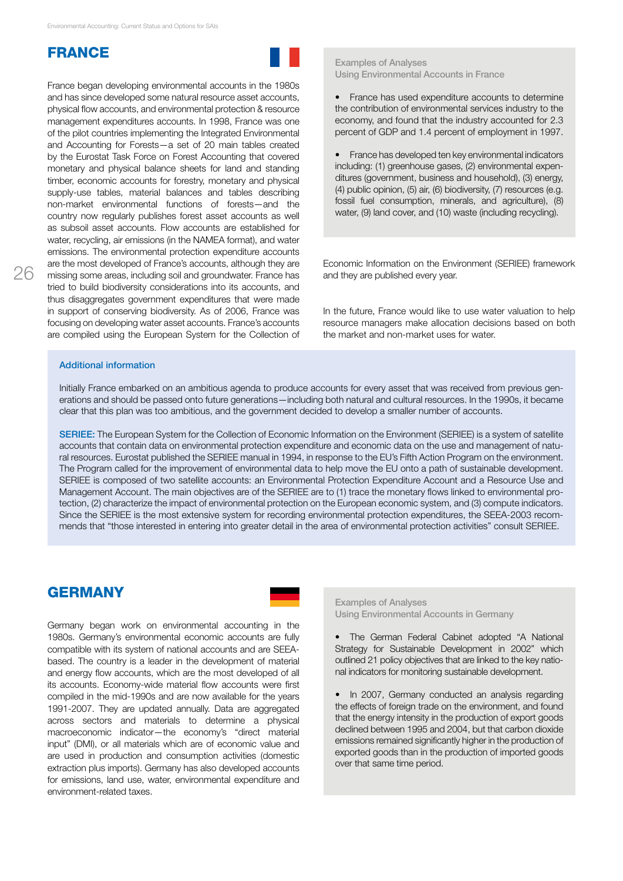## FRANCE

France began developing environmental accounts in the 1980s and has since developed some natural resource asset accounts, physical flow accounts, and environmental protection & resource management expenditures accounts. In 1998, France was one of the pilot countries implementing the Integrated Environmental and Accounting for Forests—a set of 20 main tables created by the Eurostat Task Force on Forest Accounting that covered monetary and physical balance sheets for land and standing timber, economic accounts for forestry, monetary and physical supply-use tables, material balances and tables describing non-market environmental functions of forests—and the country now regularly publishes forest asset accounts as well as subsoil asset accounts. Flow accounts are established for water, recycling, air emissions (in the NAMEA format), and water emissions. The environmental protection expenditure accounts are the most developed of France's accounts, although they are missing some areas, including soil and groundwater. France has tried to build biodiversity considerations into its accounts, and thus disaggregates government expenditures that were made in support of conserving biodiversity. As of 2006, France was focusing on developing water asset accounts. France's accounts are compiled using the European System for the Collection of Economic Information on the Environment (SERIEE) framework and they are published every year.

In the future, France would like to use water valuation to help resource managers make allocation decisions based on both the market and non-market uses for water.

### Examples of Analyses Using Environmental Accounts in France

- France has used expenditure accounts to determine the contribution of environmental services industry to the economy, and found that the industry accounted for 2.3 percent of GDP and 1.4 percent of employment in 1997.
- France has developed ten key environmental indicators including: (1) greenhouse gases, (2) environmental expenditures (government, business and household), (3) energy, (4) public opinion, (5) air, (6) biodiversity, (7) resources (e.g. fossil fuel consumption, minerals, and agriculture), (8) water, (9) land cover, and (10) waste (including recycling).

### Additional information

Initially France embarked on an ambitious agenda to produce accounts for every asset that was received from previous generations and should be passed onto future generations—including both natural and cultural resources. In the 1990s, it became clear that this plan was too ambitious, and the government decided to develop a smaller number of accounts.

**SERIEE:** The European System for the Collection of Economic Information on the Environment (SERIEE) is a system of satellite accounts that contain data on environmental protection expenditure and economic data on the use and management of natural resources. Eurostat published the SERIEE manual in 1994, in response to the EU's Fifth Action Program on the environment. The Program called for the improvement of environmental data to help move the EU onto a path of sustainable development. SERIEE is composed of two satellite accounts: an Environmental Protection Expenditure Account and a Resource Use and Management Account. The main objectives are of the SERIEE are to (1) trace the monetary flows linked to environmental protection, (2) characterize the impact of environmental protection on the European economic system, and (3) compute indicators. Since the SERIEE is the most extensive system for recording environmental protection expenditures, the SEEA-2003 recommends that "those interested in entering into greater detail in the area of environmental protection activities" consult SERIEE.

## GERMANY

Germany began work on environmental accounting in the 1980s. Germany's environmental economic accounts are fully compatible with its system of national accounts and are SEEA-based. The country is a leader in the development of material and energy flow accounts, which are the most developed of all its accounts. Economy-wide material flow accounts were first compiled in the mid-1990s and are now available for the years 1991-2007. They are updated annually. Data are aggregated across sectors and materials to determine a physical macroeconomic indicator—the economy's "direct material input" (DMI), or all materials which are of economic value and are used in production and consumption activities (domestic extraction plus imports). Germany has also developed accounts for emissions, land use, water, environmental expenditure and environment-related taxes.

### Examples of Analyses Using Environmental Accounts in Germany

- The German Federal Cabinet adopted "A National Strategy for Sustainable Development in 2002" which outlined 21 policy objectives that are linked to the key national indicators for monitoring sustainable development.
- In 2007, Germany conducted an analysis regarding the effects of foreign trade on the environment, and found that the energy intensity in the production of export goods declined between 1995 and 2004, but that carbon dioxide emissions remained significantly higher in the production of exported goods than in the production of imported goods over that same time period.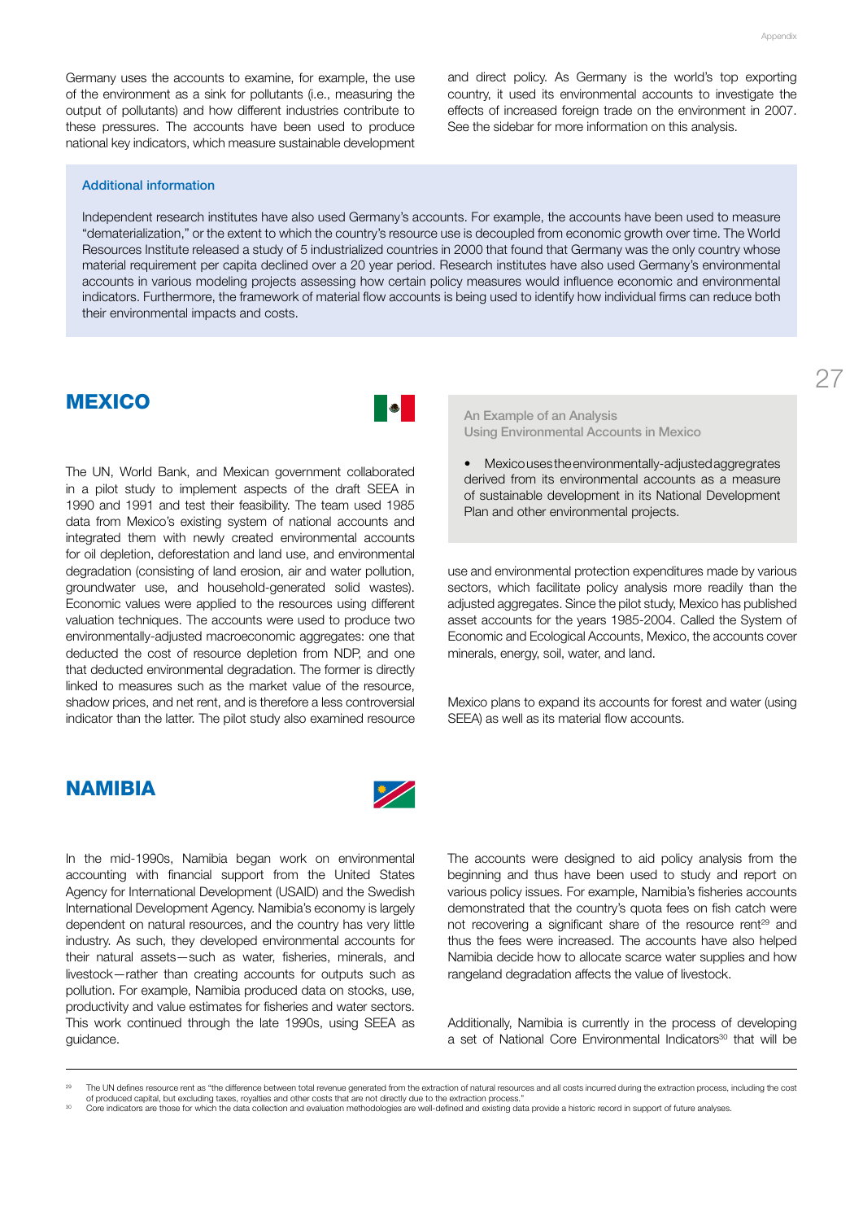Germany uses the accounts to examine, for example, the use of the environment as a sink for pollutants (i.e., measuring the output of pollutants) and how different industries contribute to these pressures. The accounts have been used to produce national key indicators, which measure sustainable development and direct policy. As Germany is the world's top exporting country, it used its environmental accounts to investigate the effects of increased foreign trade on the environment in 2007. See the sidebar for more information on this analysis.

> **Additional information**
>
> Independent research institutes have also used Germany's accounts. For example, the accounts have been used to measure "dematerialization," or the extent to which the country's resource use is decoupled from economic growth over time. The World Resources Institute released a study of 5 industrialized countries in 2000 that found that Germany was the only country whose material requirement per capita declined over a 20 year period. Research institutes have also used Germany's environmental accounts in various modeling projects assessing how certain policy measures would influence economic and environmental indicators. Furthermore, the framework of material flow accounts is being used to identify how individual firms can reduce both their environmental impacts and costs.

## MEXICO

The UN, World Bank, and Mexican government collaborated in a pilot study to implement aspects of the draft SEEA in 1990 and 1991 and test their feasibility. The team used 1985 data from Mexico's existing system of national accounts and integrated them with newly created environmental accounts for oil depletion, deforestation and land use, and environmental degradation (consisting of land erosion, air and water pollution, groundwater use, and household-generated solid wastes). Economic values were applied to the resources using different valuation techniques. The accounts were used to produce two environmentally-adjusted macroeconomic aggregates: one that deducted the cost of resource depletion from NDP, and one that deducted environmental degradation. The former is directly linked to measures such as the market value of the resource, shadow prices, and net rent, and is therefore a less controversial indicator than the latter. The pilot study also examined resource use and environmental protection expenditures made by various sectors, which facilitate policy analysis more readily than the adjusted aggregates. Since the pilot study, Mexico has published asset accounts for the years 1985-2004. Called the System of Economic and Ecological Accounts, Mexico, the accounts cover minerals, energy, soil, water, and land.

> **An Example of an Analysis Using Environmental Accounts in Mexico**
>
> - Mexico uses the environmentally-adjusted aggregates derived from its environmental accounts as a measure of sustainable development in its National Development Plan and other environmental projects.

Mexico plans to expand its accounts for forest and water (using SEEA) as well as its material flow accounts.

## NAMIBIA

In the mid-1990s, Namibia began work on environmental accounting with financial support from the United States Agency for International Development (USAID) and the Swedish International Development Agency. Namibia's economy is largely dependent on natural resources, and the country has very little industry. As such, they developed environmental accounts for their natural assets—such as water, fisheries, minerals, and livestock—rather than creating accounts for outputs such as pollution. For example, Namibia produced data on stocks, use, productivity and value estimates for fisheries and water sectors. This work continued through the late 1990s, using SEEA as guidance.

The accounts were designed to aid policy analysis from the beginning and thus have been used to study and report on various policy issues. For example, Namibia's fisheries accounts demonstrated that the country's quota fees on fish catch were not recovering a significant share of the resource rent[29] and thus the fees were increased. The accounts have also helped Namibia decide how to allocate scarce water supplies and how rangeland degradation affects the value of livestock.

Additionally, Namibia is currently in the process of developing a set of National Core Environmental Indicators[30] that will be

---

[29] The UN defines resource rent as "the difference between total revenue generated from the extraction of natural resources and all costs incurred during the extraction process, including the cost of produced capital, but excluding taxes, royalties and other costs that are not directly due to the extraction process."

[30] Core indicators are those for which the data collection and evaluation methodologies are well-defined and existing data provide a historic record in support of future analyses.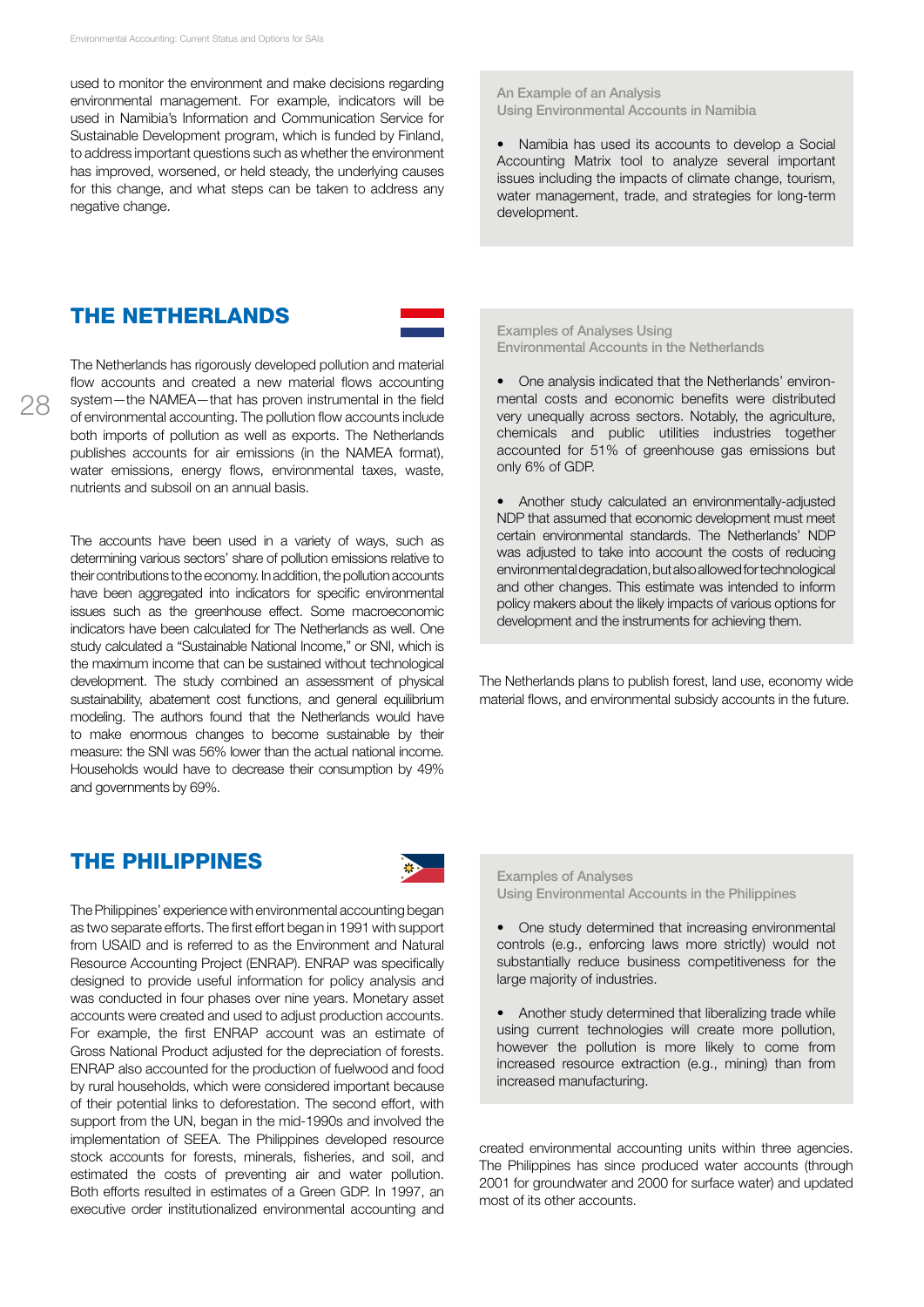used to monitor the environment and make decisions regarding environmental management. For example, indicators will be used in Namibia's Information and Communication Service for Sustainable Development program, which is funded by Finland, to address important questions such as whether the environment has improved, worsened, or held steady, the underlying causes for this change, and what steps can be taken to address any negative change.

> An Example of an Analysis Using Environmental Accounts in Namibia
>
> - Namibia has used its accounts to develop a Social Accounting Matrix tool to analyze several important issues including the impacts of climate change, tourism, water management, trade, and strategies for long-term development.

## THE NETHERLANDS

The Netherlands has rigorously developed pollution and material flow accounts and created a new material flows accounting system—the NAMEA—that has proven instrumental in the field of environmental accounting. The pollution flow accounts include both imports of pollution as well as exports. The Netherlands publishes accounts for air emissions (in the NAMEA format), water emissions, energy flows, environmental taxes, waste, nutrients and subsoil on an annual basis.

The accounts have been used in a variety of ways, such as determining various sectors' share of pollution emissions relative to their contributions to the economy. In addition, the pollution accounts have been aggregated into indicators for specific environmental issues such as the greenhouse effect. Some macroeconomic indicators have been calculated for The Netherlands as well. One study calculated a "Sustainable National Income," or SNI, which is the maximum income that can be sustained without technological development. The study combined an assessment of physical sustainability, abatement cost functions, and general equilibrium modeling. The authors found that the Netherlands would have to make enormous changes to become sustainable by their measure: the SNI was 56% lower than the actual national income. Households would have to decrease their consumption by 49% and governments by 69%.

> Examples of Analyses Using Environmental Accounts in the Netherlands
>
> - One analysis indicated that the Netherlands' environmental costs and economic benefits were distributed very unequally across sectors. Notably, the agriculture, chemicals and public utilities industries together accounted for 51% of greenhouse gas emissions but only 6% of GDP.
>
> - Another study calculated an environmentally-adjusted NDP that assumed that economic development must meet certain environmental standards. The Netherlands' NDP was adjusted to take into account the costs of reducing environmental degradation, but also allowed for technological and other changes. This estimate was intended to inform policy makers about the likely impacts of various options for development and the instruments for achieving them.

The Netherlands plans to publish forest, land use, economy wide material flows, and environmental subsidy accounts in the future.

## THE PHILIPPINES

The Philippines' experience with environmental accounting began as two separate efforts. The first effort began in 1991 with support from USAID and is referred to as the Environment and Natural Resource Accounting Project (ENRAP). ENRAP was specifically designed to provide useful information for policy analysis and was conducted in four phases over nine years. Monetary asset accounts were created and used to adjust production accounts. For example, the first ENRAP account was an estimate of Gross National Product adjusted for the depreciation of forests. ENRAP also accounted for the production of fuelwood and food by rural households, which were considered important because of their potential links to deforestation. The second effort, with support from the UN, began in the mid-1990s and involved the implementation of SEEA. The Philippines developed resource stock accounts for forests, minerals, fisheries, and soil, and estimated the costs of preventing air and water pollution. Both efforts resulted in estimates of a Green GDP. In 1997, an executive order institutionalized environmental accounting and created environmental accounting units within three agencies. The Philippines has since produced water accounts (through 2001 for groundwater and 2000 for surface water) and updated most of its other accounts.

> Examples of Analyses Using Environmental Accounts in the Philippines
>
> - One study determined that increasing environmental controls (e.g., enforcing laws more strictly) would not substantially reduce business competitiveness for the large majority of industries.
>
> - Another study determined that liberalizing trade while using current technologies will create more pollution, however the pollution is more likely to come from increased resource extraction (e.g., mining) than from increased manufacturing.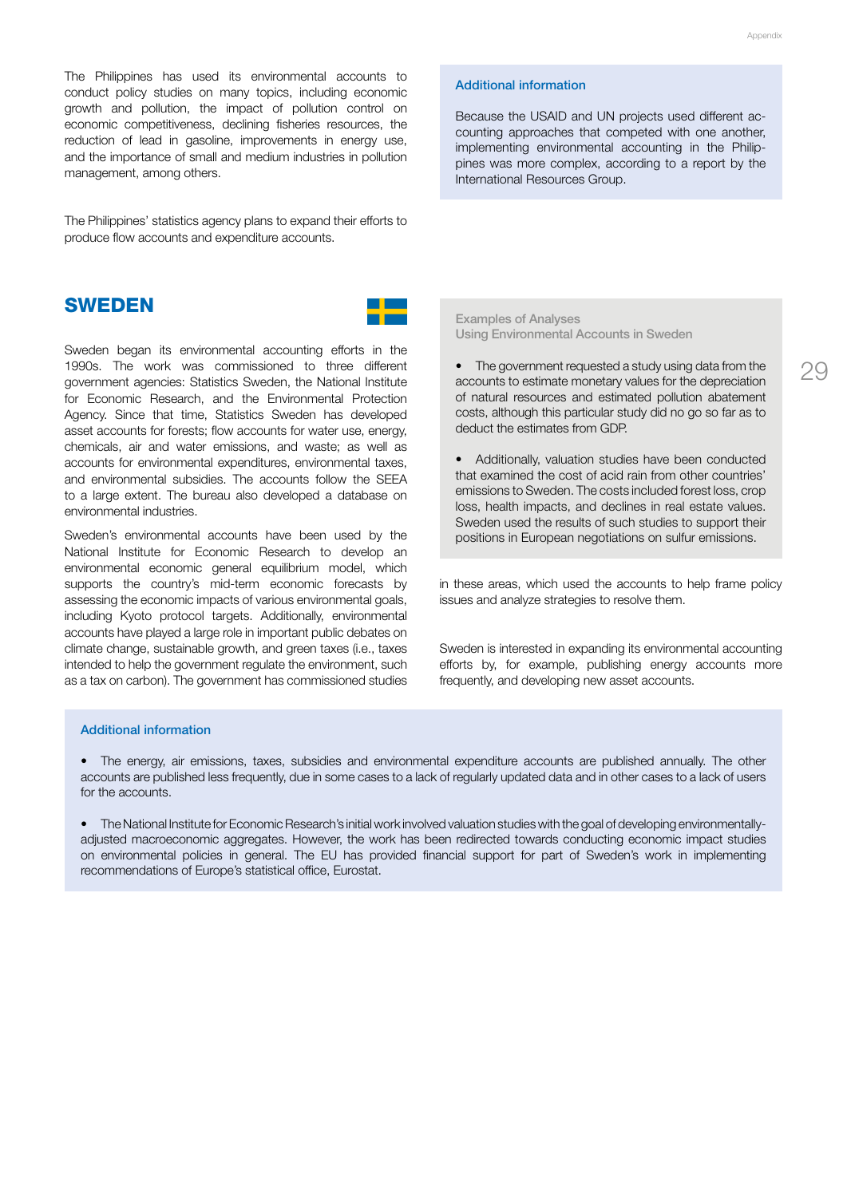The Philippines has used its environmental accounts to conduct policy studies on many topics, including economic growth and pollution, the impact of pollution control on economic competitiveness, declining fisheries resources, the reduction of lead in gasoline, improvements in energy use, and the importance of small and medium industries in pollution management, among others.

The Philippines' statistics agency plans to expand their efforts to produce flow accounts and expenditure accounts.

> **Additional information**
>
> Because the USAID and UN projects used different accounting approaches that competed with one another, implementing environmental accounting in the Philippines was more complex, according to a report by the International Resources Group.

## SWEDEN

Sweden began its environmental accounting efforts in the 1990s. The work was commissioned to three different government agencies: Statistics Sweden, to the National Institute for Economic Research, and the Environmental Protection Agency. Since that time, Statistics Sweden has developed asset accounts for forests; flow accounts for water use, energy, chemicals, air and water emissions, and waste; as well as accounts for environmental expenditures, environmental taxes, and environmental subsidies. The accounts follow the SEEA to a large extent. The bureau also developed a database on environmental industries.

Sweden's environmental accounts have been used by the National Institute for Economic Research to develop an environmental economic general equilibrium model, which supports the country's mid-term economic forecasts by assessing the economic impacts of various environmental goals, including Kyoto protocol targets. Additionally, environmental accounts have played a large role in important public debates on climate change, sustainable growth, and green taxes (i.e., taxes intended to help the government regulate the environment, such as a tax on carbon). The government has commissioned studies in these areas, which used the accounts to help frame policy issues and analyze strategies to resolve them.

> **Examples of Analyses Using Environmental Accounts in Sweden**
>
> - The government requested a study using data from the accounts to estimate monetary values for the depreciation of natural resources and estimated pollution abatement costs, although this particular study did no go so far as to deduct the estimates from GDP.
> - Additionally, valuation studies have been conducted that examined the cost of acid rain from other countries' emissions to Sweden. The costs included forest loss, crop loss, health impacts, and declines in real estate values. Sweden used the results of such studies to support their positions in European negotiations on sulfur emissions.

Sweden is interested in expanding its environmental accounting efforts by, for example, publishing energy accounts more frequently, and developing new asset accounts.

> **Additional information**
>
> - The energy, air emissions, taxes, subsidies and environmental expenditure accounts are published annually. The other accounts are published less frequently, due in some cases to a lack of regularly updated data and in other cases to a lack of users for the accounts.
> - The National Institute for Economic Research's initial work involved valuation studies with the goal of developing environmentally-adjusted macroeconomic aggregates. However, the work has been redirected towards conducting economic impact studies on environmental policies in general. The EU has provided financial support for part of Sweden's work in implementing recommendations of Europe's statistical office, Eurostat.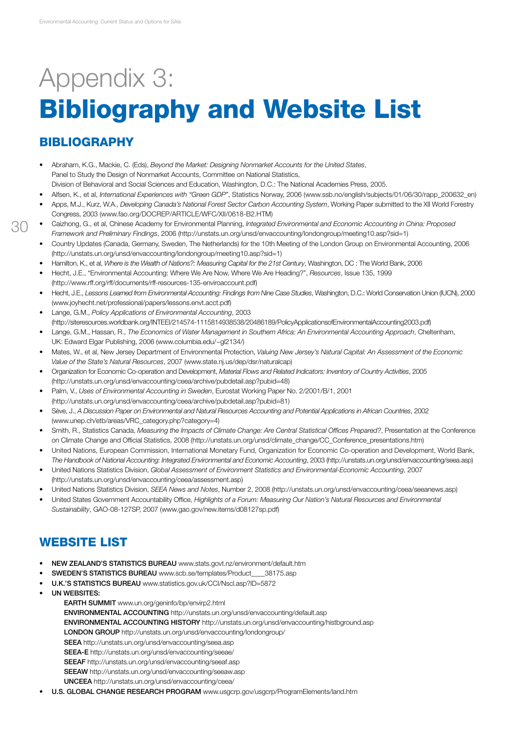# Appendix 3:
# Bibliography and Website List

## BIBLIOGRAPHY

- Abraham, K.G., Mackie, C. (Eds), *Beyond the Market: Designing Nonmarket Accounts for the United States*, Panel to Study the Design of Nonmarket Accounts, Committee on National Statistics, Division of Behavioral and Social Sciences and Education, Washington, D.C.: The National Academies Press, 2005.
- Alfsen, K., et al, *International Experiences with "Green GDP"*, Statistics Norway, 2006 (www.ssb.no/english/subjects/01/06/30/rapp_200632_en)
- Apps, M.J., Kurz, W.A., *Developing Canada's National Forest Sector Carbon Accounting System*, Working Paper submitted to the XII World Forestry Congress, 2003 (www.fao.org/DOCREP/ARTICLE/WFC/XII/0618-B2.HTM)
- Caizhong, G., et al, Chinese Academy for Environmental Planning, *Integrated Environmental and Economic Accounting in China: Proposed Framework and Preliminary Findings*, 2006 (http://unstats.un.org/unsd/envaccounting/londongroup/meeting10.asp?sid=1)
- Country Updates (Canada, Germany, Sweden, The Netherlands) for the 10th Meeting of the London Group on Environmental Accounting, 2006 (http://unstats.un.org/unsd/envaccounting/londongroup/meeting10.asp?sid=1)
- Hamilton, K., et al, *Where is the Wealth of Nations?: Measuring Capital for the 21st Century*, Washington, DC : The World Bank, 2006
- Hecht, J.E., "Environmental Accounting: Where We Are Now, Where We Are Heading?", *Resources*, Issue 135, 1999 (http://www.rff.org/rff/documents/rff-resources-135-enviroaccount.pdf)
- Hecht, J.E., *Lessons Learned from Environmental Accounting: Findings from Nine Case Studies*, Washington, D.C.: World Conservation Union (IUCN), 2000 (www.joyhecht.net/professional/papers/lessons.envt.acct.pdf)
- Lange, G.M., *Policy Applications of Environmental Accounting*, 2003 (http://siteresources.worldbank.org/INTEEI/214574-1115814938538/20486189/PolicyApplicationsofEnvironmentalAccounting2003.pdf)
- Lange, G.M., Hassan, R., *The Economics of Water Management in Southern Africa: An Environmental Accounting Approach*, Cheltenham, UK: Edward Elgar Publishing, 2006 (www.columbia.edu/~gl2134/)
- Mates, W., et al, New Jersey Department of Environmental Protection, *Valuing New Jersey's Natural Capital: An Assessment of the Economic Value of the State's Natural Resources*, 2007 (www.state.nj.us/dep/dsr/naturalcap)
- Organization for Economic Co-operation and Development, *Material Flows and Related Indicators: Inventory of Country Activities*, 2005 (http://unstats.un.org/unsd/envaccounting/ceea/archive/pubdetail.asp?pubid=48)
- Palm, V., *Uses of Environmental Accounting in Sweden*, Eurostat Working Paper No. 2/2001/B/1, 2001 (http://unstats.un.org/unsd/envaccounting/ceea/archive/pubdetail.asp?pubid=81)
- Sève, J., *A Discussion Paper on Environmental and Natural Resources Accounting and Potential Applications in African Countries*, 2002 (www.unep.ch/etb/areas/VRC_category.php?category=4)
- Smith, R., Statistics Canada, *Measuring the Impacts of Climate Change: Are Central Statistical Offices Prepared?*, Presentation at the Conference on Climate Change and Official Statistics, 2008 (http://unstats.un.org/unsd/climate_change/CC_Conference_presentations.htm)
- United Nations, European Commission, International Monetary Fund, Organization for Economic Co-operation and Development, World Bank, *The Handbook of National Accounting: Integrated Environmental and Economic Accounting*, 2003 (http://unstats.un.org/unsd/envaccounting/seea.asp)
- United Nations Statistics Division, *Global Assessment of Environment Statistics and Environmental-Economic Accounting*, 2007 (http://unstats.un.org/unsd/envaccounting/ceea/assessment.asp)
- United Nations Statistics Division, *SEEA News and Notes*, Number 2, 2008 (http://unstats.un.org/unsd/envaccounting/ceea/seeanews.asp)
- United States Government Accountability Office, *Highlights of a Forum: Measuring Our Nation's Natural Resources and Environmental Sustainability*, GAO-08-127SP, 2007 (www.gao.gov/new.items/d08127sp.pdf)

## WEBSITE LIST

- **NEW ZEALAND'S STATISTICS BUREAU** www.stats.govt.nz/environment/default.htm
- **SWEDEN'S STATISTICS BUREAU** www.scb.se/templates/Product____38175.asp
- **U.K.'S STATISTICS BUREAU** www.statistics.gov.uk/CCI/Nscl.asp?ID=5872
- **UN WEBSITES:**
  - **EARTH SUMMIT** www.un.org/geninfo/bp/envirp2.html
  - **ENVIRONMENTAL ACCOUNTING** http://unstats.un.org/unsd/envaccounting/default.asp
  - **ENVIRONMENTAL ACCOUNTING HISTORY** http://unstats.un.org/unsd/envaccounting/histbground.asp
  - **LONDON GROUP** http://unstats.un.org/unsd/envaccounting/londongroup/
  - **SEEA** http://unstats.un.org/unsd/envaccounting/seea.asp
  - **SEEA-E** http://unstats.un.org/unsd/envaccounting/seeae/
  - **SEEAF** http://unstats.un.org/unsd/envaccounting/seeaf.asp
  - **SEEAW** http://unstats.un.org/unsd/envaccounting/seeaw.asp
  - **UNCEEA** http://unstats.un.org/unsd/envaccounting/ceea/
- **U.S. GLOBAL CHANGE RESEARCH PROGRAM** www.usgcrp.gov/usgcrp/ProgramElements/land.htm